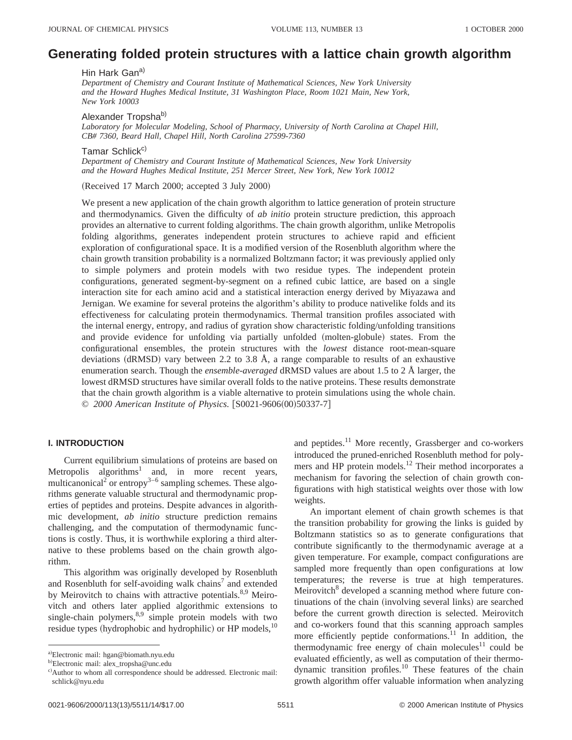# Generating folded protein structures with a lattice chain growth algorithm

Hin Hark Gan[a)]
*Department of Chemistry and Courant Institute of Mathematical Sciences, New York University and the Howard Hughes Medical Institute, 31 Washington Place, Room 1021 Main, New York, New York 10003*

Alexander Tropsha[b)]
*Laboratory for Molecular Modeling, School of Pharmacy, University of North Carolina at Chapel Hill, CB# 7360, Beard Hall, Chapel Hill, North Carolina 27599-7360*

Tamar Schlick[c)]
*Department of Chemistry and Courant Institute of Mathematical Sciences, New York University and the Howard Hughes Medical Institute, 251 Mercer Street, New York, New York 10012*

(Received 17 March 2000; accepted 3 July 2000)

We present a new application of the chain growth algorithm to lattice generation of protein structure and thermodynamics. Given the difficulty of *ab initio* protein structure prediction, this approach provides an alternative to current folding algorithms. The chain growth algorithm, unlike Metropolis folding algorithms, generates independent protein structures to achieve rapid and efficient exploration of configurational space. It is a modified version of the Rosenbluth algorithm where the chain growth transition probability is a normalized Boltzmann factor; it was previously applied only to simple polymers and protein models with two residue types. The independent protein configurations, generated segment-by-segment on a refined cubic lattice, are based on a single interaction site for each amino acid and a statistical interaction energy derived by Miyazawa and Jernigan. We examine for several proteins the algorithm's ability to produce nativelike folds and its effectiveness for calculating protein thermodynamics. Thermal transition profiles associated with the internal energy, entropy, and radius of gyration show characteristic folding/unfolding transitions and provide evidence for unfolding via partially unfolded (molten-globule) states. From the configurational ensembles, the protein structures with the *lowest* distance root-mean-square deviations (dRMSD) vary between 2.2 to 3.8 Å, a range comparable to results of an exhaustive enumeration search. Though the *ensemble-averaged* dRMSD values are about 1.5 to 2 Å larger, the lowest dRMSD structures have similar overall folds to the native proteins. These results demonstrate that the chain growth algorithm is a viable alternative to protein simulations using the whole chain. © *2000 American Institute of Physics.* [S0021-9606(00)50337-7]

## I. INTRODUCTION

Current equilibrium simulations of proteins are based on Metropolis algorithms[1] and, in more recent years, multicanonical[2] or entropy[3–6] sampling schemes. These algorithms generate valuable structural and thermodynamic properties of peptides and proteins. Despite advances in algorithmic development, *ab initio* structure prediction remains challenging, and the computation of thermodynamic functions is costly. Thus, it is worthwhile exploring a third alternative to these problems based on the chain growth algorithm.

This algorithm was originally developed by Rosenbluth and Rosenbluth for self-avoiding walk chains[7] and extended by Meirovitch for chains with attractive potentials.[8,9] Meirovitch and others later applied algorithmic extensions to single-chain polymers,[8,9] simple protein models with two residue types (hydrophobic and hydrophilic) or HP models,[10] and peptides.[11] More recently, Grassberger and co-workers introduced the pruned-enriched Rosenbluth method for polymers and HP protein models.[12] Their method incorporates a mechanism for favoring the selection of chain growth configurations with high statistical weights over those with low weights.

An important element of chain growth schemes is that the transition probability for growing the links is guided by Boltzmann statistics so as to generate configurations that contribute significantly to the thermodynamic average at a given temperature. For example, compact configurations are sampled more frequently than open configurations at low temperatures; the reverse is true at high temperatures. Meirovitch[8] developed a scanning method where future continuations of the chain (involving several links) are searched before the current growth direction is selected. Meirovitch and co-workers found that this scanning approach samples more efficiently peptide conformations.[11] In addition, the thermodynamic free energy of chain molecules[11] could be evaluated efficiently, as well as computation of their thermodynamic transition profiles.[10] These features of the chain growth algorithm offer valuable information when analyzing

---

[a)] Electronic mail: hgan@biomath.nyu.edu
[b)] Electronic mail: alex_tropsha@unc.edu
[c)] Author to whom all correspondence should be addressed. Electronic mail: schlick@nyu.edu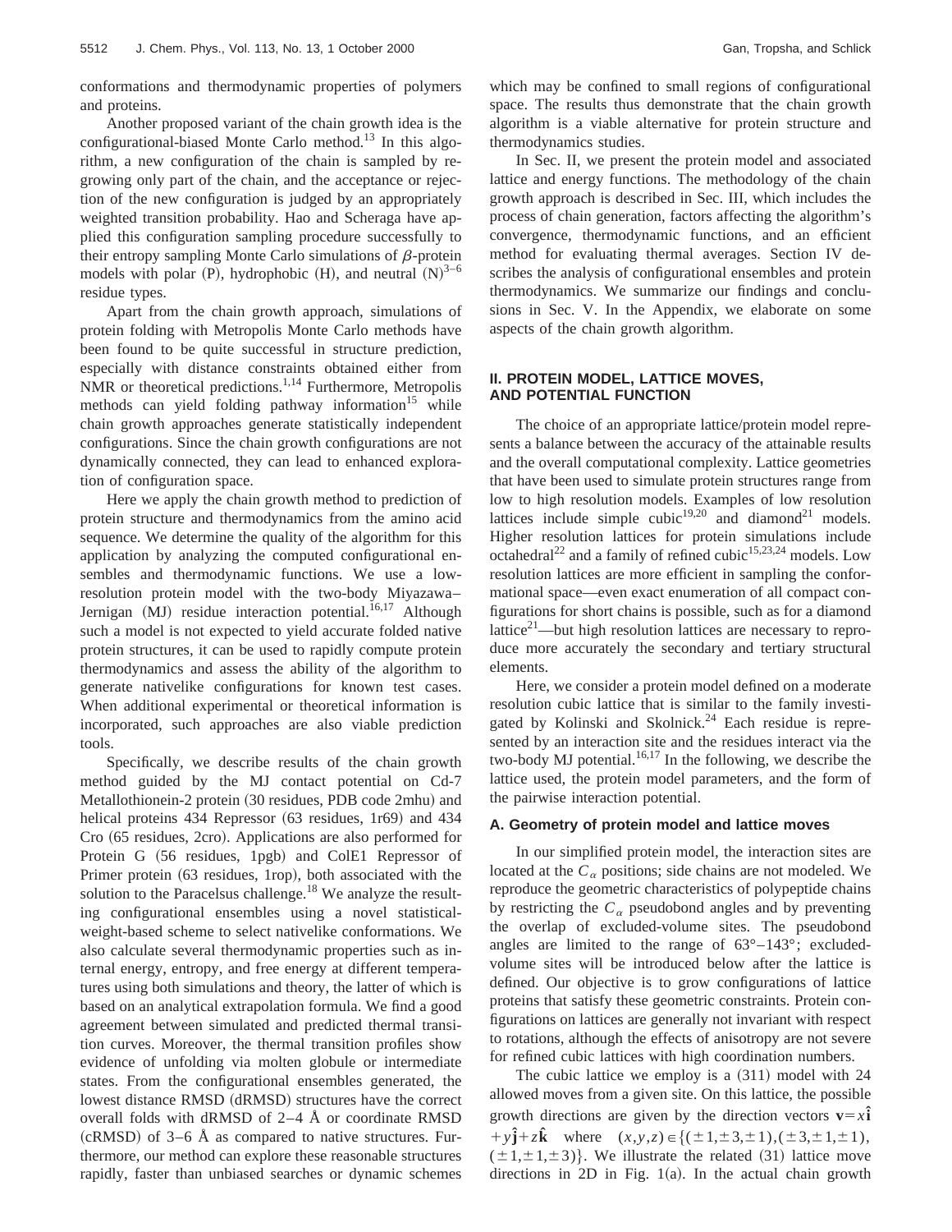conformations and thermodynamic properties of polymers and proteins.

Another proposed variant of the chain growth idea is the configurational-biased Monte Carlo method.[13] In this algorithm, a new configuration of the chain is sampled by regrowing only part of the chain, and the acceptance or rejection of the new configuration is judged by an appropriately weighted transition probability. Hao and Scheraga have applied this configuration sampling procedure successfully to their entropy sampling Monte Carlo simulations of $\beta$-protein models with polar (P), hydrophobic (H), and neutral (N)[3–6] residue types.

Apart from the chain growth approach, simulations of protein folding with Metropolis Monte Carlo methods have been found to be quite successful in structure prediction, especially with distance constraints obtained either from NMR or theoretical predictions.[1,14] Furthermore, Metropolis methods can yield folding pathway information[15] while chain growth approaches generate statistically independent configurations. Since the chain growth configurations are not dynamically connected, they can lead to enhanced exploration of configuration space.

Here we apply the chain growth method to prediction of protein structure and thermodynamics from the amino acid sequence. We determine the quality of the algorithm for this application by analyzing the computed configurational ensembles and thermodynamic functions. We use a low-resolution protein model with the two-body Miyazawa–Jernigan (MJ) residue interaction potential.[16,17] Although such a model is not expected to yield accurate folded native protein structures, it can be used to rapidly compute protein thermodynamics and assess the ability of the algorithm to generate nativelike configurations for known test cases. When additional experimental or theoretical information is incorporated, such approaches are also viable prediction tools.

Specifically, we describe results of the chain growth method guided by the MJ contact potential on Cd-7 Metallothionein-2 protein (30 residues, PDB code 2mhu) and helical proteins 434 Repressor (63 residues, 1r69) and 434 Cro (65 residues, 2cro). Applications are also performed for Protein G (56 residues, 1pgb) and ColE1 Repressor of Primer protein (63 residues, 1rop), both associated with the solution to the Paracelsus challenge.[18] We analyze the resulting configurational ensembles using a novel statistical-weight-based scheme to select nativelike conformations. We also calculate several thermodynamic properties such as internal energy, entropy, and free energy at different temperatures using both simulations and theory, the latter of which is based on an analytical extrapolation formula. We find a good agreement between simulated and predicted thermal transition curves. Moreover, the thermal transition profiles show evidence of unfolding via molten globule or intermediate states. From the configurational ensembles generated, the lowest distance RMSD (dRMSD) structures have the correct overall folds with dRMSD of 2–4 Å or coordinate RMSD (cRMSD) of 3–6 Å as compared to native structures. Furthermore, our method can explore these reasonable structures rapidly, faster than unbiased searches or dynamic schemes which may be confined to small regions of configurational space. The results thus demonstrate that the chain growth algorithm is a viable alternative for protein structure and thermodynamics studies.

In Sec. II, we present the protein model and associated lattice and energy functions. The methodology of the chain growth approach is described in Sec. III, which includes the process of chain generation, factors affecting the algorithm's convergence, thermodynamic functions, and an efficient method for evaluating thermal averages. Section IV describes the analysis of configurational ensembles and protein thermodynamics. We summarize our findings and conclusions in Sec. V. In the Appendix, we elaborate on some aspects of the chain growth algorithm.

## II. PROTEIN MODEL, LATTICE MOVES, AND POTENTIAL FUNCTION

The choice of an appropriate lattice/protein model represents a balance between the accuracy of the attainable results and the overall computational complexity. Lattice geometries that have been used to simulate protein structures range from low to high resolution models. Examples of low resolution lattices include simple cubic[19,20] and diamond[21] models. Higher resolution lattices for protein simulations include octahedral[22] and a family of refined cubic[15,23,24] models. Low resolution lattices are more efficient in sampling the conformational space—even exact enumeration of all compact configurations for short chains is possible, such as for a diamond lattice[21]—but high resolution lattices are necessary to reproduce more accurately the secondary and tertiary structural elements.

Here, we consider a protein model defined on a moderate resolution cubic lattice that is similar to the family investigated by Kolinski and Skolnick.[24] Each residue is represented by an interaction site and the residues interact via the two-body MJ potential.[16,17] In the following, we describe the lattice used, the protein model parameters, and the form of the pairwise interaction potential.

### A. Geometry of protein model and lattice moves

In our simplified protein model, the interaction sites are located at the $C_\alpha$ positions; side chains are not modeled. We reproduce the geometric characteristics of polypeptide chains by restricting the $C_\alpha$ pseudobond angles and by preventing the overlap of excluded-volume sites. The pseudobond angles are limited to the range of 63°–143°; excluded-volume sites will be introduced below after the lattice is defined. Our objective is to grow configurations of lattice proteins that satisfy these geometric constraints. Protein configurations on lattices are generally not invariant with respect to rotations, although the effects of anisotropy are not severe for refined cubic lattices with high coordination numbers.

The cubic lattice we employ is a (311) model with 24 allowed moves from a given site. On this lattice, the possible growth directions are given by the direction vectors $\mathbf{v}=x\hat{\mathbf{i}}+y\hat{\mathbf{j}}+z\hat{\mathbf{k}}$ where $(x,y,z)\in\{(\pm1,\pm3,\pm1),(\pm3,\pm1,\pm1),(\pm1,\pm1,\pm3)\}$. We illustrate the related (31) lattice move directions in 2D in Fig. 1(a). In the actual chain growth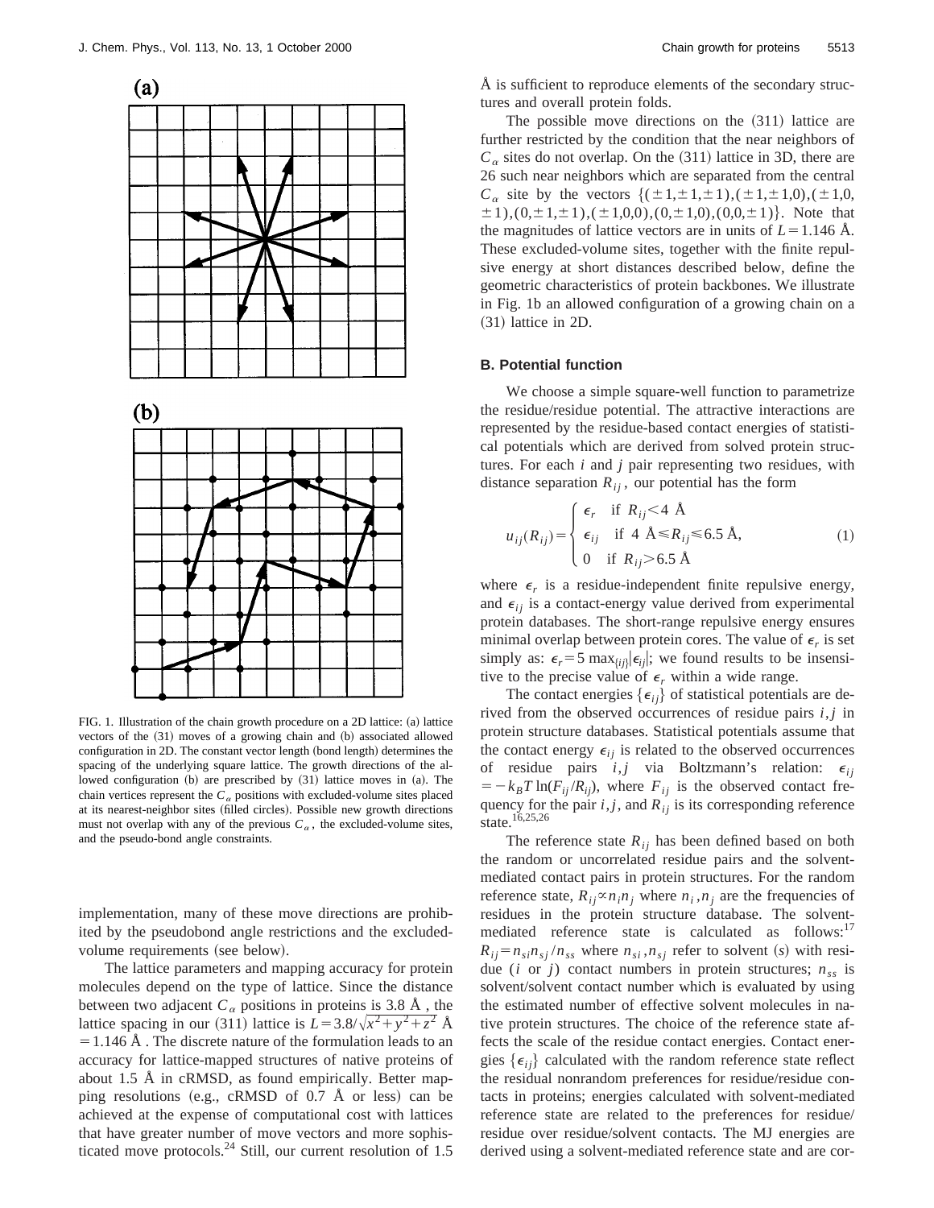FIG. 1. Illustration of the chain growth procedure on a 2D lattice: (a) lattice vectors of the (31) moves of a growing chain and (b) associated allowed configuration in 2D. The constant vector length (bond length) determines the spacing of the underlying square lattice. The growth directions of the allowed configuration (b) are prescribed by (31) lattice moves in (a). The chain vertices represent the $C_\alpha$ positions with excluded-volume sites placed at its nearest-neighbor sites (filled circles). Possible new growth directions must not overlap with any of the previous $C_\alpha$, the excluded-volume sites, and the pseudo-bond angle constraints.

implementation, many of these move directions are prohibited by the pseudobond angle restrictions and the excluded-volume requirements (see below).

The lattice parameters and mapping accuracy for protein molecules depend on the type of lattice. Since the distance between two adjacent $C_\alpha$ positions in proteins is 3.8 Å, the lattice spacing in our (311) lattice is $L = 3.8/\sqrt{x^2+y^2+z^2}$ Å $= 1.146$ Å. The discrete nature of the formulation leads to an accuracy for lattice-mapped structures of native proteins of about 1.5 Å in cRMSD, as found empirically. Better mapping resolutions (e.g., cRMSD of 0.7 Å or less) can be achieved at the expense of computational cost with lattices that have greater number of move vectors and more sophisticated move protocols.[24] Still, our current resolution of 1.5 Å is sufficient to reproduce elements of the secondary structures and overall protein folds.

The possible move directions on the (311) lattice are further restricted by the condition that the near neighbors of $C_\alpha$ sites do not overlap. On the (311) lattice in 3D, there are 26 such near neighbors which are separated from the central $C_\alpha$ site by the vectors $\{(\pm 1,\pm 1,\pm 1),(\pm 1,\pm 1,0),(\pm 1,0,\pm 1),(0,\pm 1,\pm 1),(\pm 1,0,0),(0,\pm 1,0),(0,0,\pm 1)\}$. Note that the magnitudes of lattice vectors are in units of $L = 1.146$ Å. These excluded-volume sites, together with the finite repulsive energy at short distances described below, define the geometric characteristics of protein backbones. We illustrate in Fig. 1b an allowed configuration of a growing chain on a (31) lattice in 2D.

### B. Potential function

We choose a simple square-well function to parametrize the residue/residue potential. The attractive interactions are represented by the residue-based contact energies of statistical potentials which are derived from solved protein structures. For each $i$ and $j$ pair representing two residues, with distance separation $R_{ij}$, our potential has the form

$$u_{ij}(R_{ij}) = \begin{cases} \epsilon_r & \text{if } R_{ij} < 4 \text{ Å} \\ \epsilon_{ij} & \text{if } 4 \text{ Å} \leq R_{ij} \leq 6.5 \text{ Å}, \\ 0 & \text{if } R_{ij} > 6.5 \text{ Å} \end{cases} \tag{1}$$

where $\epsilon_r$ is a residue-independent finite repulsive energy, and $\epsilon_{ij}$ is a contact-energy value derived from experimental protein databases. The short-range repulsive energy ensures minimal overlap between protein cores. The value of $\epsilon_r$ is set simply as: $\epsilon_r = 5 \max_{\{ij\}} |\epsilon_{ij}|$; we found results to be insensitive to the precise value of $\epsilon_r$ within a wide range.

The contact energies $\{\epsilon_{ij}\}$ of statistical potentials are derived from the observed occurrences of residue pairs $i,j$ in protein structure databases. Statistical potentials assume that the contact energy $\epsilon_{ij}$ is related to the observed occurrences of residue pairs $i,j$ via Boltzmann's relation: $\epsilon_{ij} = -k_B T \ln(F_{ij}/R_{ij})$, where $F_{ij}$ is the observed contact frequency for the pair $i,j$, and $R_{ij}$ is its corresponding reference state.[16,25,26]

The reference state $R_{ij}$ has been defined based on both the random or uncorrelated residue pairs and the solvent-mediated contact pairs in protein structures. For the random reference state, $R_{ij} \propto n_i n_j$ where $n_i, n_j$ are the frequencies of residues in the protein structure database. The solvent-mediated reference state is calculated as follows:[17] $R_{ij} = n_{si} n_{sj} / n_{ss}$ where $n_{si}, n_{sj}$ refer to solvent ($s$) with residue ($i$ or $j$) contact numbers in protein structures; $n_{ss}$ is solvent/solvent contact number which is evaluated by using the estimated number of effective solvent molecules in native protein structures. The choice of the reference state affects the scale of the residue contact energies. Contact energies $\{\epsilon_{ij}\}$ calculated with the random reference state reflect the residual nonrandom preferences for residue/residue contacts in proteins; energies calculated with solvent-mediated reference state are related to the preferences for residue/residue over residue/solvent contacts. The MJ energies are derived using a solvent-mediated reference state and are cor-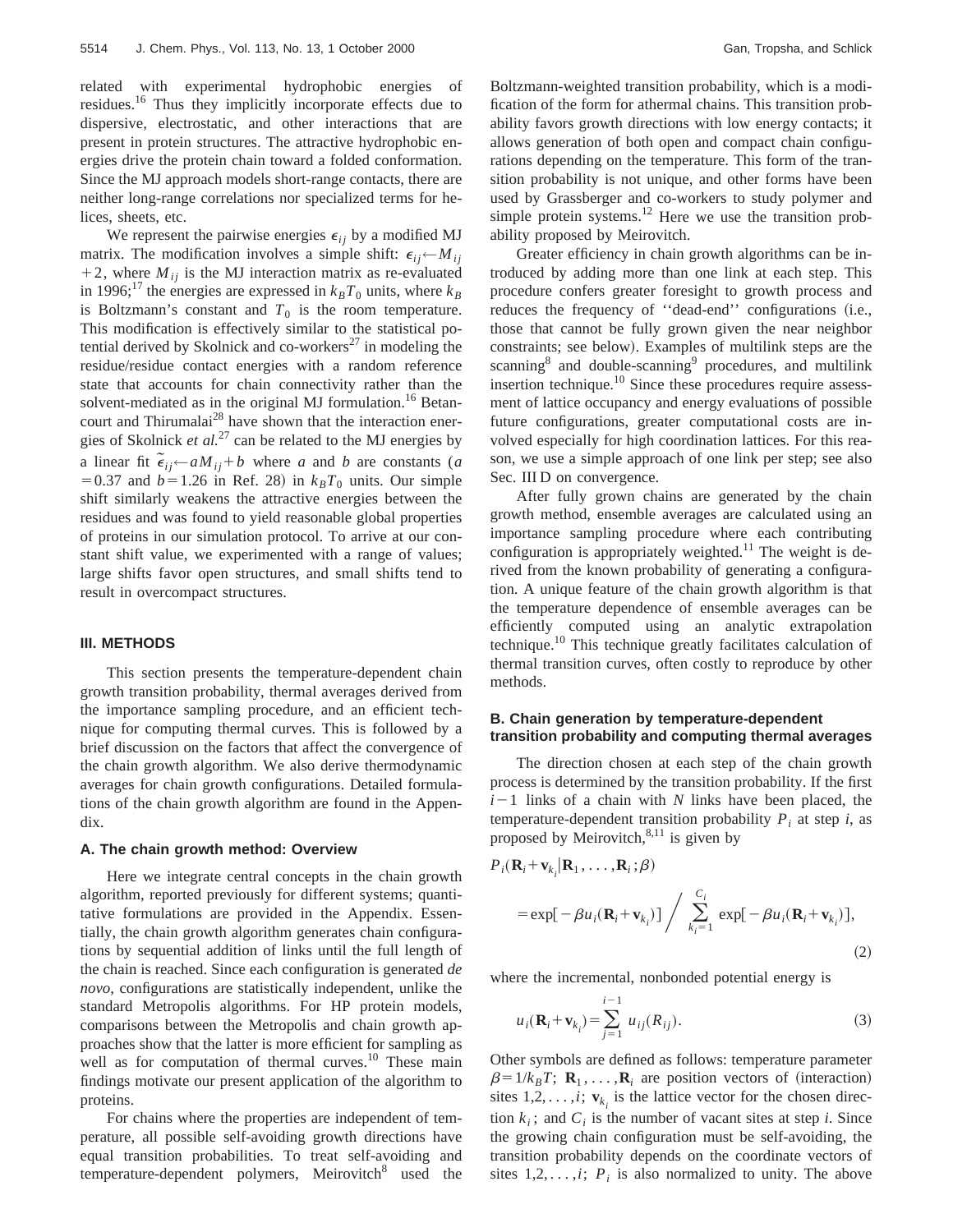related with experimental hydrophobic energies of residues.[16] Thus they implicitly incorporate effects due to dispersive, electrostatic, and other interactions that are present in protein structures. The attractive hydrophobic energies drive the protein chain toward a folded conformation. Since the MJ approach models short-range contacts, there are neither long-range correlations nor specialized terms for helices, sheets, etc.

We represent the pairwise energies $\epsilon_{ij}$ by a modified MJ matrix. The modification involves a simple shift: $\epsilon_{ij} \leftarrow M_{ij} + 2$, where $M_{ij}$ is the MJ interaction matrix as re-evaluated in 1996;[17] the energies are expressed in $k_B T_0$ units, where $k_B$ is Boltzmann's constant and $T_0$ is the room temperature. This modification is effectively similar to the statistical potential derived by Skolnick and co-workers[27] in modeling the residue/residue contact energies with a random reference state that accounts for chain connectivity rather than the solvent-mediated as in the original MJ formulation.[16] Betancourt and Thirumalai[28] have shown that the interaction energies of Skolnick *et al.*[27] can be related to the MJ energies by a linear fit $\tilde{\epsilon}_{ij} \leftarrow a M_{ij} + b$ where $a$ and $b$ are constants ($a = 0.37$ and $b = 1.26$ in Ref. 28) in $k_B T_0$ units. Our simple shift similarly weakens the attractive energies between the residues and was found to yield reasonable global properties of proteins in our simulation protocol. To arrive at our constant shift value, we experimented with a range of values; large shifts favor open structures, and small shifts tend to result in overcompact structures.

## III. METHODS

This section presents the temperature-dependent chain growth transition probability, thermal averages derived from the importance sampling procedure, and an efficient technique for computing thermal curves. This is followed by a brief discussion on the factors that affect the convergence of the chain growth algorithm. We also derive thermodynamic averages for chain growth configurations. Detailed formulations of the chain growth algorithm are found in the Appendix.

### A. The chain growth method: Overview

Here we integrate central concepts in the chain growth algorithm, reported previously for different systems; quantitative formulations are provided in the Appendix. Essentially, the chain growth algorithm generates chain configurations by sequential addition of links until the full length of the chain is reached. Since each configuration is generated *de novo*, configurations are statistically independent, unlike the standard Metropolis algorithms. For HP protein models, comparisons between the Metropolis and chain growth approaches show that the latter is more efficient for sampling as well as for computation of thermal curves.[10] These main findings motivate our present application of the algorithm to proteins.

For chains where the properties are independent of temperature, all possible self-avoiding growth directions have equal transition probabilities. To treat self-avoiding and temperature-dependent polymers, Meirovitch[8] used the Boltzmann-weighted transition probability, which is a modification of the form for athermal chains. This transition probability favors growth directions with low energy contacts; it allows generation of both open and compact chain configurations depending on the temperature. This form of the transition probability is not unique, and other forms have been used by Grassberger and co-workers to study polymer and simple protein systems.[12] Here we use the transition probability proposed by Meirovitch.

Greater efficiency in chain growth algorithms can be introduced by adding more than one link at each step. This procedure confers greater foresight to growth process and reduces the frequency of ''dead-end'' configurations (i.e., those that cannot be fully grown given the near neighbor constraints; see below). Examples of multilink steps are the scanning[8] and double-scanning[9] procedures, and multilink insertion technique.[10] Since these procedures require assessment of lattice occupancy and energy evaluations of possible future configurations, greater computational costs are involved especially for high coordination lattices. For this reason, we use a simple approach of one link per step; see also Sec. III D on convergence.

After fully grown chains are generated by the chain growth method, ensemble averages are calculated using an importance sampling procedure where each contributing configuration is appropriately weighted.[11] The weight is derived from the known probability of generating a configuration. A unique feature of the chain growth algorithm is that the temperature dependence of ensemble averages can be efficiently computed using an analytic extrapolation technique.[10] This technique greatly facilitates calculation of thermal transition curves, often costly to reproduce by other methods.

### B. Chain generation by temperature-dependent transition probability and computing thermal averages

The direction chosen at each step of the chain growth process is determined by the transition probability. If the first $i-1$ links of a chain with $N$ links have been placed, the temperature-dependent transition probability $P_i$ at step $i$, as proposed by Meirovitch,[8,11] is given by

$$P_i(\mathbf{R}_i + \mathbf{v}_{k_i} | \mathbf{R}_1, \ldots, \mathbf{R}_i; \beta) = \exp[-\beta u_i(\mathbf{R}_i + \mathbf{v}_{k_i})] \Bigg/ \sum_{k_i=1}^{C_i} \exp[-\beta u_i(\mathbf{R}_i + \mathbf{v}_{k_i})], \tag{2}$$

where the incremental, nonbonded potential energy is

$$u_i(\mathbf{R}_i + \mathbf{v}_{k_i}) = \sum_{j=1}^{i-1} u_{ij}(R_{ij}). \tag{3}$$

Other symbols are defined as follows: temperature parameter $\beta = 1/k_B T$; $\mathbf{R}_1, \ldots, \mathbf{R}_i$ are position vectors of (interaction) sites $1, 2, \ldots, i$; $\mathbf{v}_{k_i}$ is the lattice vector for the chosen direction $k_i$; and $C_i$ is the number of vacant sites at step $i$. Since the growing chain configuration must be self-avoiding, the transition probability depends on the coordinate vectors of sites $1, 2, \ldots, i$; $P_i$ is also normalized to unity. The above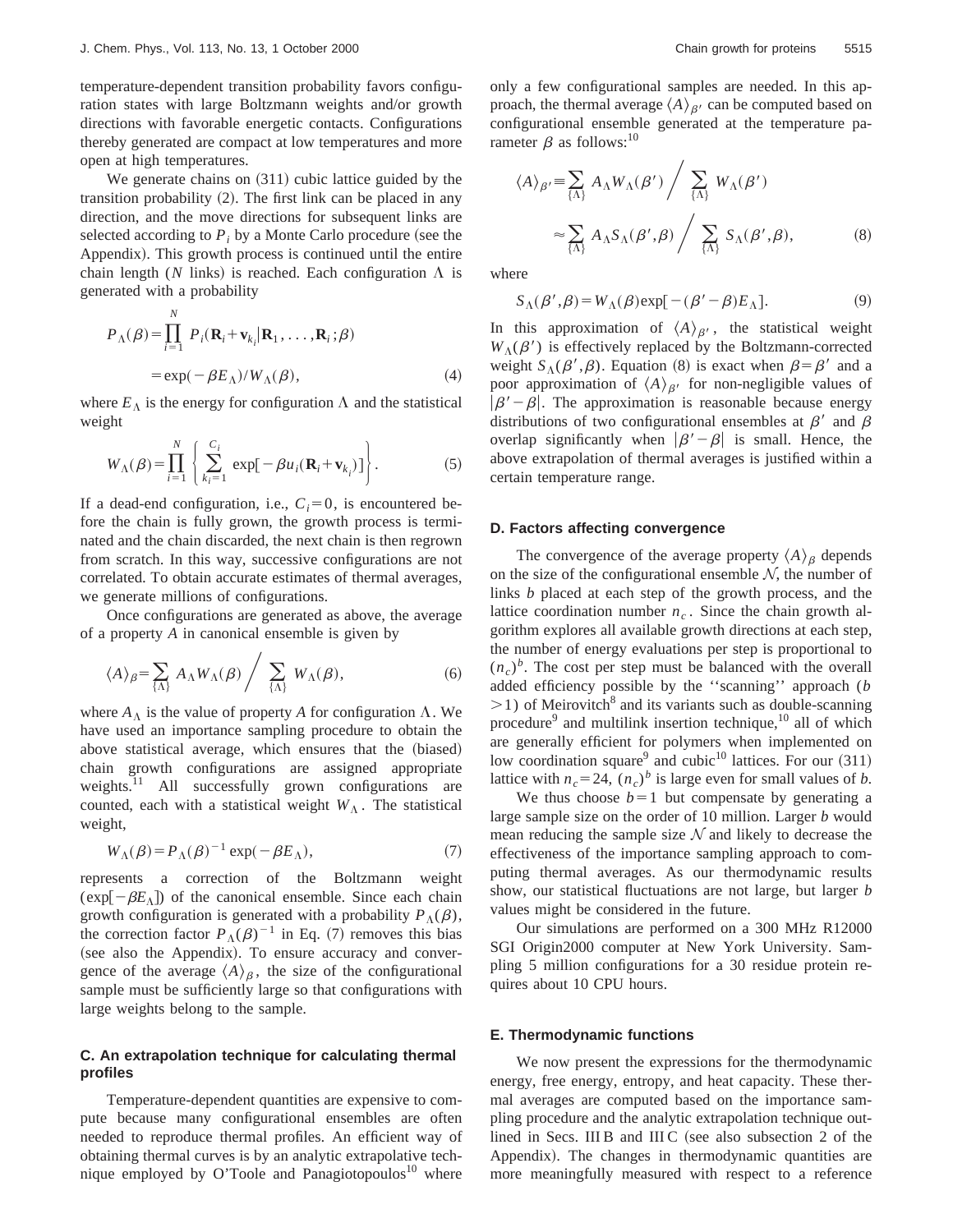temperature-dependent transition probability favors configuration states with large Boltzmann weights and/or growth directions with favorable energetic contacts. Configurations thereby generated are compact at low temperatures and more open at high temperatures.

We generate chains on (311) cubic lattice guided by the transition probability (2). The first link can be placed in any direction, and the move directions for subsequent links are selected according to $P_i$ by a Monte Carlo procedure (see the Appendix). This growth process is continued until the entire chain length ($N$ links) is reached. Each configuration $\Lambda$ is generated with a probability

$$P_\Lambda(\beta) = \prod_{i=1}^{N} P_i(\mathbf{R}_i + \mathbf{v}_{k_i} | \mathbf{R}_1, \ldots, \mathbf{R}_i; \beta) = \exp(-\beta E_\Lambda)/W_\Lambda(\beta), \tag{4}$$

where $E_\Lambda$ is the energy for configuration $\Lambda$ and the statistical weight

$$W_\Lambda(\beta) = \prod_{i=1}^{N} \left\{ \sum_{k_i=1}^{C_i} \exp[-\beta u_i(\mathbf{R}_i + \mathbf{v}_{k_i})] \right\}. \tag{5}$$

If a dead-end configuration, i.e., $C_i = 0$, is encountered before the chain is fully grown, the growth process is terminated and the chain discarded, the next chain is then regrown from scratch. In this way, successive configurations are not correlated. To obtain accurate estimates of thermal averages, we generate millions of configurations.

Once configurations are generated as above, the average of a property $A$ in canonical ensemble is given by

$$\langle A \rangle_\beta = \sum_{\{\Lambda\}} A_\Lambda W_\Lambda(\beta) \Bigg/ \sum_{\{\Lambda\}} W_\Lambda(\beta), \tag{6}$$

where $A_\Lambda$ is the value of property $A$ for configuration $\Lambda$. We have used an importance sampling procedure to obtain the above statistical average, which ensures that the (biased) chain growth configurations are assigned appropriate weights.[11] All successfully grown configurations are counted, each with a statistical weight $W_\Lambda$. The statistical weight,

$$W_\Lambda(\beta) = P_\Lambda(\beta)^{-1} \exp(-\beta E_\Lambda), \tag{7}$$

represents a correction of the Boltzmann weight ($\exp[-\beta E_\Lambda]$) of the canonical ensemble. Since each chain growth configuration is generated with a probability $P_\Lambda(\beta)$, the correction factor $P_\Lambda(\beta)^{-1}$ in Eq. (7) removes this bias (see also the Appendix). To ensure accuracy and convergence of the average $\langle A \rangle_\beta$, the size of the configurational sample must be sufficiently large so that configurations with large weights belong to the sample.

### C. An extrapolation technique for calculating thermal profiles

Temperature-dependent quantities are expensive to compute because many configurational ensembles are often needed to reproduce thermal profiles. An efficient way of obtaining thermal curves is by an analytic extrapolative technique employed by O'Toole and Panagiotopoulos[10] where only a few configurational samples are needed. In this approach, the thermal average $\langle A \rangle_{\beta'}$ can be computed based on configurational ensemble generated at the temperature parameter $\beta$ as follows:[10]

$$\langle A \rangle_{\beta'} \equiv \sum_{\{\Lambda\}} A_\Lambda W_\Lambda(\beta') \Bigg/ \sum_{\{\Lambda\}} W_\Lambda(\beta') \approx \sum_{\{\Lambda\}} A_\Lambda S_\Lambda(\beta', \beta) \Bigg/ \sum_{\{\Lambda\}} S_\Lambda(\beta', \beta), \tag{8}$$

where

$$S_\Lambda(\beta', \beta) = W_\Lambda(\beta) \exp[-(\beta' - \beta) E_\Lambda]. \tag{9}$$

In this approximation of $\langle A \rangle_{\beta'}$, the statistical weight $W_\Lambda(\beta')$ is effectively replaced by the Boltzmann-corrected weight $S_\Lambda(\beta', \beta)$. Equation (8) is exact when $\beta = \beta'$ and a poor approximation of $\langle A \rangle_{\beta'}$ for non-negligible values of $|\beta' - \beta|$. The approximation is reasonable because energy distributions of two configurational ensembles at $\beta'$ and $\beta$ overlap significantly when $|\beta' - \beta|$ is small. Hence, the above extrapolation of thermal averages is justified within a certain temperature range.

### D. Factors affecting convergence

The convergence of the average property $\langle A \rangle_\beta$ depends on the size of the configurational ensemble $\mathcal{N}$, the number of links $b$ placed at each step of the growth process, and the lattice coordination number $n_c$. Since the chain growth algorithm explores all available growth directions at each step, the number of energy evaluations per step is proportional to $(n_c)^b$. The cost per step must be balanced with the overall added efficiency possible by the "scanning" approach ($b > 1$) of Meirovitch[8] and its variants such as double-scanning procedure[9] and multilink insertion technique,[10] all of which are generally efficient for polymers when implemented on low coordination square[9] and cubic[10] lattices. For our (311) lattice with $n_c = 24$, $(n_c)^b$ is large even for small values of $b$.

We thus choose $b = 1$ but compensate by generating a large sample size on the order of 10 million. Larger $b$ would mean reducing the sample size $\mathcal{N}$ and likely to decrease the effectiveness of the importance sampling approach to computing thermal averages. As our thermodynamic results show, our statistical fluctuations are not large, but larger $b$ values might be considered in the future.

Our simulations are performed on a 300 MHz R12000 SGI Origin2000 computer at New York University. Sampling 5 million configurations for a 30 residue protein requires about 10 CPU hours.

### E. Thermodynamic functions

We now present the expressions for the thermodynamic energy, free energy, entropy, and heat capacity. These thermal averages are computed based on the importance sampling procedure and the analytic extrapolation technique outlined in Secs. III B and III C (see also subsection 2 of the Appendix). The changes in thermodynamic quantities are more meaningfully measured with respect to a reference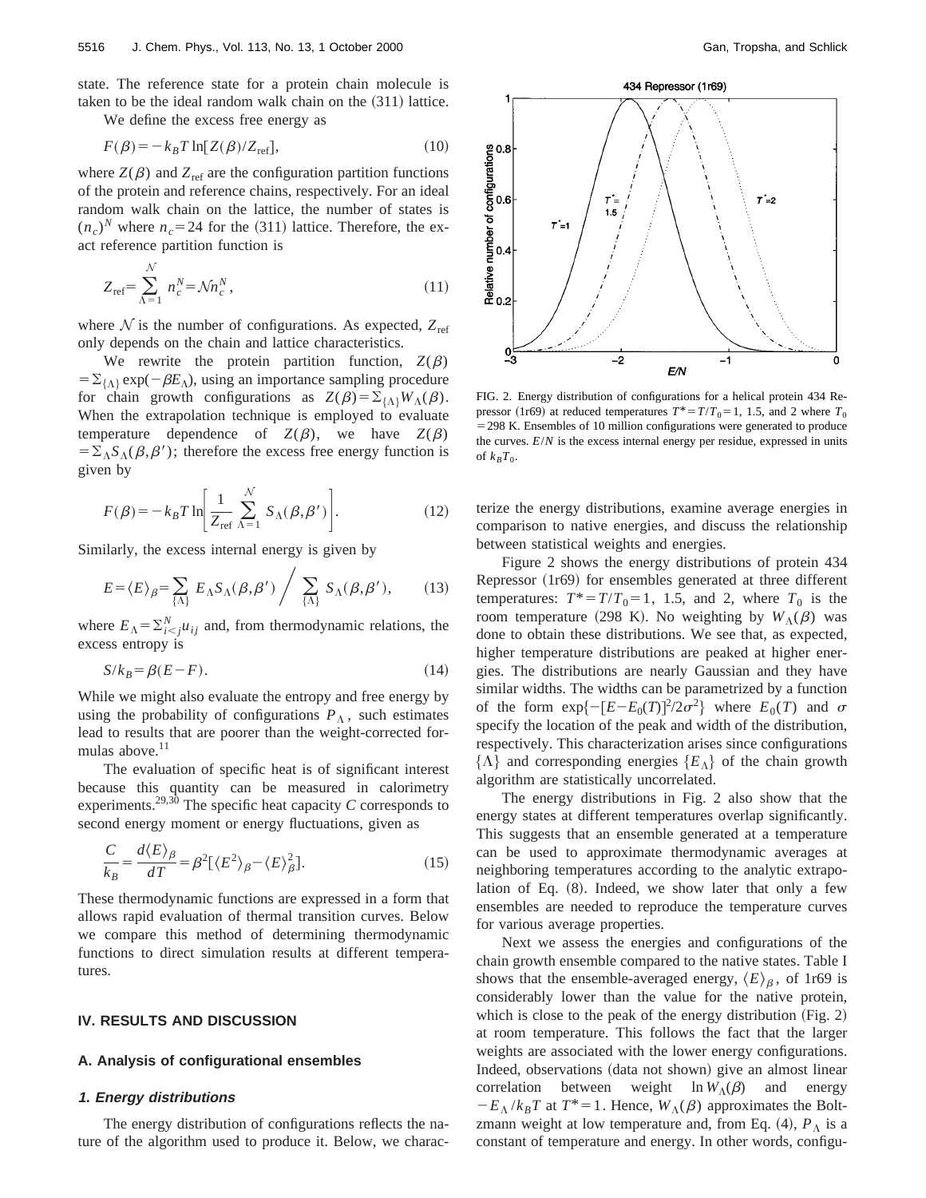state. The reference state for a protein chain molecule is taken to be the ideal random walk chain on the (311) lattice.

We define the excess free energy as

$$F(\beta) = -k_B T \ln[Z(\beta)/Z_{\text{ref}}], \tag{10}$$

where $Z(\beta)$ and $Z_{\text{ref}}$ are the configuration partition functions of the protein and reference chains, respectively. For an ideal random walk chain on the lattice, the number of states is $(n_c)^N$ where $n_c = 24$ for the (311) lattice. Therefore, the exact reference partition function is

$$Z_{\text{ref}} = \sum_{\Lambda=1}^{\mathcal{N}} n_c^N = \mathcal{N} n_c^N, \tag{11}$$

where $\mathcal{N}$ is the number of configurations. As expected, $Z_{\text{ref}}$ only depends on the chain and lattice characteristics.

We rewrite the protein partition function, $Z(\beta) = \Sigma_{\{\Lambda\}} \exp(-\beta E_\Lambda)$, using an importance sampling procedure for chain growth configurations as $Z(\beta) = \Sigma_{\{\Lambda\}} W_\Lambda(\beta)$. When the extrapolation technique is employed to evaluate temperature dependence of $Z(\beta)$, we have $Z(\beta) = \Sigma_\Lambda S_\Lambda(\beta, \beta')$; therefore the excess free energy function is given by

$$F(\beta) = -k_B T \ln\left[\frac{1}{Z_{\text{ref}}} \sum_{\Lambda=1}^{\mathcal{N}} S_\Lambda(\beta, \beta')\right]. \tag{12}$$

Similarly, the excess internal energy is given by

$$E = \langle E \rangle_\beta = \sum_{\{\Lambda\}} E_\Lambda S_\Lambda(\beta, \beta') \bigg/ \sum_{\{\Lambda\}} S_\Lambda(\beta, \beta'), \tag{13}$$

where $E_\Lambda = \Sigma_{i<j}^N u_{ij}$ and, from thermodynamic relations, the excess entropy is

$$S/k_B = \beta(E - F). \tag{14}$$

While we might also evaluate the entropy and free energy by using the probability of configurations $P_\Lambda$, such estimates lead to results that are poorer than the weight-corrected formulas above.[11]

The evaluation of specific heat is of significant interest because this quantity can be measured in calorimetry experiments.[29,30] The specific heat capacity $C$ corresponds to second energy moment or energy fluctuations, given as

$$\frac{C}{k_B} = \frac{d\langle E \rangle_\beta}{dT} = \beta^2[\langle E^2 \rangle_\beta - \langle E \rangle_\beta^2]. \tag{15}$$

These thermodynamic functions are expressed in a form that allows rapid evaluation of thermal transition curves. Below we compare this method of determining thermodynamic functions to direct simulation results at different temperatures.

## IV. RESULTS AND DISCUSSION

### A. Analysis of configurational ensembles

#### 1. Energy distributions

The energy distribution of configurations reflects the nature of the algorithm used to produce it. Below, we characterize the energy distributions, examine average energies in comparison to native energies, and discuss the relationship between statistical weights and energies.

FIG. 2. Energy distribution of configurations for a helical protein 434 Repressor (1r69) at reduced temperatures $T^* = T/T_0 = 1$, 1.5, and 2 where $T_0 = 298$ K. Ensembles of 10 million configurations were generated to produce the curves. $E/N$ is the excess internal energy per residue, expressed in units of $k_B T_0$.

Figure 2 shows the energy distributions of protein 434 Repressor (1r69) for ensembles generated at three different temperatures: $T^* = T/T_0 = 1$, 1.5, and 2, where $T_0$ is the room temperature (298 K). No weighting by $W_\Lambda(\beta)$ was done to obtain these distributions. We see that, as expected, higher temperature distributions are peaked at higher energies. The distributions are nearly Gaussian and they have similar widths. The widths can be parametrized by a function of the form $\exp\{-[E - E_0(T)]^2/2\sigma^2\}$ where $E_0(T)$ and $\sigma$ specify the location of the peak and width of the distribution, respectively. This characterization arises since configurations $\{\Lambda\}$ and corresponding energies $\{E_\Lambda\}$ of the chain growth algorithm are statistically uncorrelated.

The energy distributions in Fig. 2 also show that the energy states at different temperatures overlap significantly. This suggests that an ensemble generated at a temperature can be used to approximate thermodynamic averages at neighboring temperatures according to the analytic extrapolation of Eq. (8). Indeed, we show later that only a few ensembles are needed to reproduce the temperature curves for various average properties.

Next we assess the energies and configurations of the chain growth ensemble compared to the native states. Table I shows that the ensemble-averaged energy, $\langle E \rangle_\beta$, of 1r69 is considerably lower than the value for the native protein, which is close to the peak of the energy distribution (Fig. 2) at room temperature. This follows the fact that the larger weights are associated with the lower energy configurations. Indeed, observations (data not shown) give an almost linear correlation between weight $\ln W_\Lambda(\beta)$ and energy $-E_\Lambda/k_B T$ at $T^* = 1$. Hence, $W_\Lambda(\beta)$ approximates the Boltzmann weight at low temperature and, from Eq. (4), $P_\Lambda$ is a constant of temperature and energy. In other words, configu-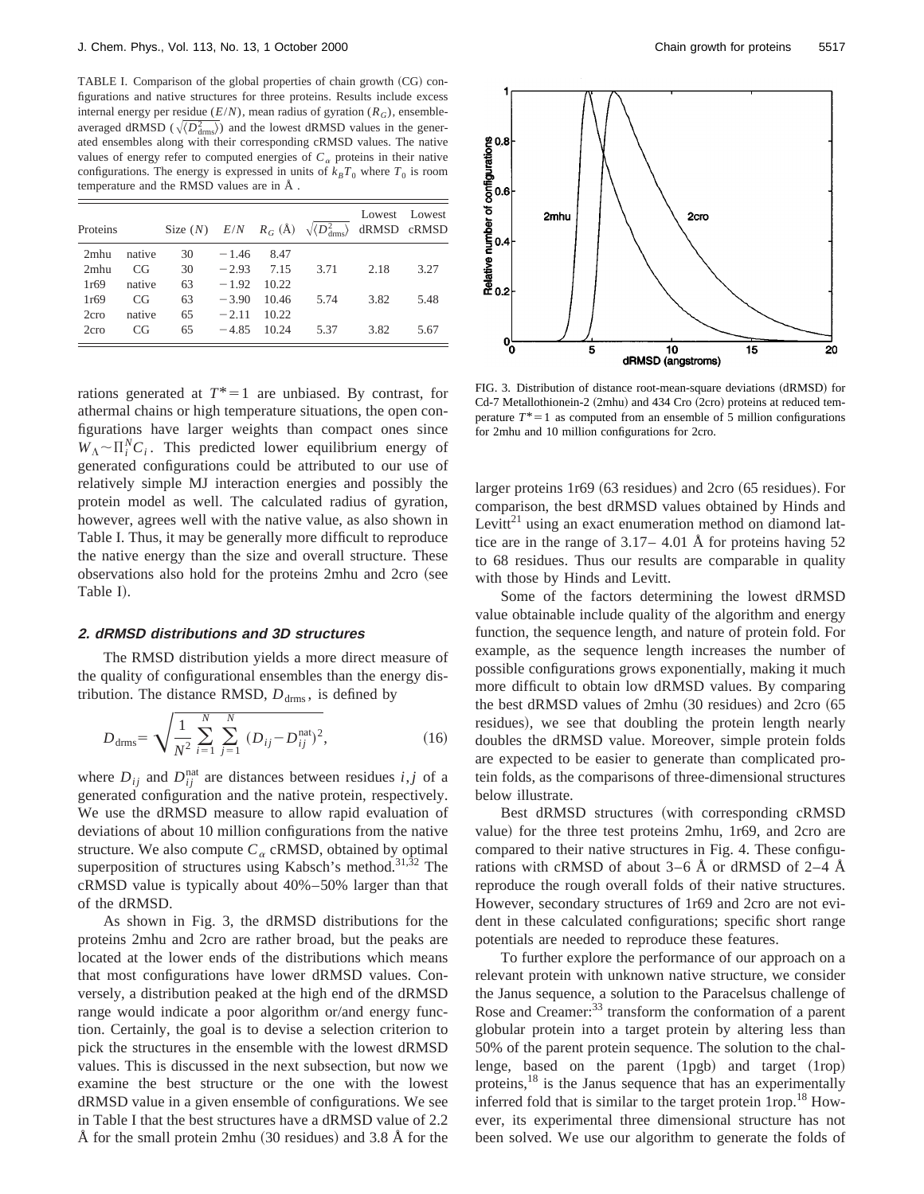TABLE I. Comparison of the global properties of chain growth (CG) configurations and native structures for three proteins. Results include excess internal energy per residue ($E/N$), mean radius of gyration ($R_G$), ensemble-averaged dRMSD ($\sqrt{\langle D_{\rm drms}^2 \rangle}$) and the lowest dRMSD values in the generated ensembles along with their corresponding cRMSD values. The native values of energy refer to computed energies of $C_\alpha$ proteins in their native configurations. The energy is expressed in units of $k_B T_0$ where $T_0$ is room temperature and the RMSD values are in Å .

| Proteins | | Size ($N$) | $E/N$ | $R_G$ (Å) | $\sqrt{\langle D_{\rm drms}^2 \rangle}$ | Lowest dRMSD | Lowest cRMSD |
|---|---|---|---|---|---|---|---|
| 2mhu | native | 30 | −1.46 | 8.47 | | | |
| 2mhu | CG | 30 | −2.93 | 7.15 | 3.71 | 2.18 | 3.27 |
| 1r69 | native | 63 | −1.92 | 10.22 | | | |
| 1r69 | CG | 63 | −3.90 | 10.46 | 5.74 | 3.82 | 5.48 |
| 2cro | native | 65 | −2.11 | 10.22 | | | |
| 2cro | CG | 65 | −4.85 | 10.24 | 5.37 | 3.82 | 5.67 |

rations generated at $T^*=1$ are unbiased. By contrast, for athermal chains or high temperature situations, the open configurations have larger weights than compact ones since $W_\Lambda \sim \Pi_i^N C_i$. This predicted lower equilibrium energy of generated configurations could be attributed to our use of relatively simple MJ interaction energies and possibly the protein model as well. The calculated radius of gyration, however, agrees well with the native value, as also shown in Table I. Thus, it may be generally more difficult to reproduce the native energy than the size and overall structure. These observations also hold for the proteins 2mhu and 2cro (see Table I).

### 2. dRMSD distributions and 3D structures

The RMSD distribution yields a more direct measure of the quality of configurational ensembles than the energy distribution. The distance RMSD, $D_{\rm drms}$, is defined by

$$D_{\rm drms} = \sqrt{\frac{1}{N^2} \sum_{i=1}^{N} \sum_{j=1}^{N} (D_{ij} - D_{ij}^{\rm nat})^2}, \qquad (16)$$

where $D_{ij}$ and $D_{ij}^{\rm nat}$ are distances between residues $i,j$ of a generated configuration and the native protein, respectively. We use the dRMSD measure to allow rapid evaluation of deviations of about 10 million configurations from the native structure. We also compute $C_\alpha$ cRMSD, obtained by optimal superposition of structures using Kabsch's method.[31,32] The cRMSD value is typically about 40%–50% larger than that of the dRMSD.

As shown in Fig. 3, the dRMSD distributions for the proteins 2mhu and 2cro are rather broad, but the peaks are located at the lower ends of the distributions which means that most configurations have lower dRMSD values. Conversely, a distribution peaked at the high end of the dRMSD range would indicate a poor algorithm or/and energy function. Certainly, the goal is to devise a selection criterion to pick the structures in the ensemble with the lowest dRMSD values. This is discussed in the next subsection, but now we examine the best structure or the one with the lowest dRMSD value in a given ensemble of configurations. We see in Table I that the best structures have a dRMSD value of 2.2 Å for the small protein 2mhu (30 residues) and 3.8 Å for the larger proteins 1r69 (63 residues) and 2cro (65 residues). For comparison, the best dRMSD values obtained by Hinds and Levitt[21] using an exact enumeration method on diamond lattice are in the range of 3.17– 4.01 Å for proteins having 52 to 68 residues. Thus our results are comparable in quality with those by Hinds and Levitt.

FIG. 3. Distribution of distance root-mean-square deviations (dRMSD) for Cd-7 Metallothionein-2 (2mhu) and 434 Cro (2cro) proteins at reduced temperature $T^*=1$ as computed from an ensemble of 5 million configurations for 2mhu and 10 million configurations for 2cro.

Some of the factors determining the lowest dRMSD value obtainable include quality of the algorithm and energy function, the sequence length, and nature of protein fold. For example, as the sequence length increases the number of possible configurations grows exponentially, making it much more difficult to obtain low dRMSD values. By comparing the best dRMSD values of 2mhu (30 residues) and 2cro (65 residues), we see that doubling the protein length nearly doubles the dRMSD value. Moreover, simple protein folds are expected to be easier to generate than complicated protein folds, as the comparisons of three-dimensional structures below illustrate.

Best dRMSD structures (with corresponding cRMSD value) for the three test proteins 2mhu, 1r69, and 2cro are compared to their native structures in Fig. 4. These configurations with cRMSD of about 3–6 Å or dRMSD of 2–4 Å reproduce the rough overall folds of their native structures. However, secondary structures of 1r69 and 2cro are not evident in these calculated configurations; specific short range potentials are needed to reproduce these features.

To further explore the performance of our approach on a relevant protein with unknown native structure, we consider the Janus sequence, a solution to the Paracelsus challenge of Rose and Creamer:[33] transform the conformation of a parent globular protein into a target protein by altering less than 50% of the parent protein sequence. The solution to the challenge, based on the parent (1pgb) and target (1rop) proteins,[18] is the Janus sequence that has an experimentally inferred fold that is similar to the target protein 1rop.[18] However, its experimental three dimensional structure has not been solved. We use our algorithm to generate the folds of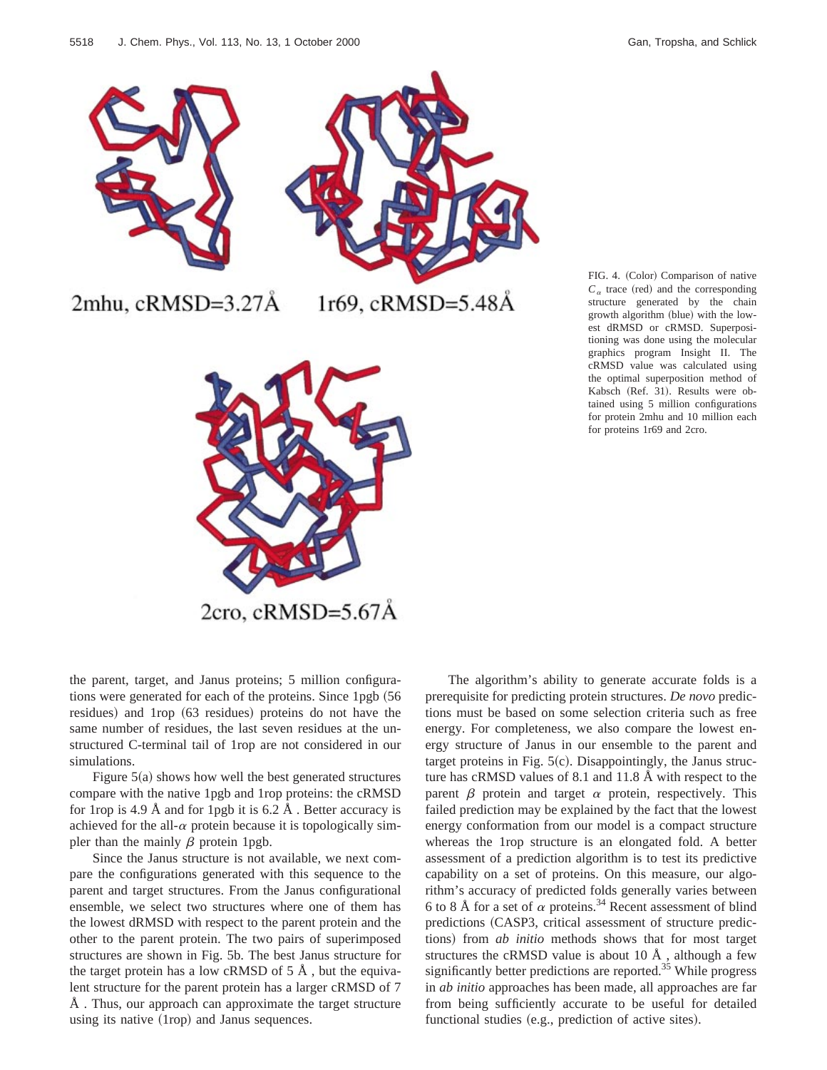2mhu, cRMSD=3.27Å

1r69, cRMSD=5.48Å

2cro, cRMSD=5.67Å

FIG. 4. (Color) Comparison of native $C_\alpha$ trace (red) and the corresponding structure generated by the chain growth algorithm (blue) with the lowest dRMSD or cRMSD. Superpositioning was done using the molecular graphics program Insight II. The cRMSD value was calculated using the optimal superposition method of Kabsch (Ref. 31). Results were obtained using 5 million configurations for protein 2mhu and 10 million each for proteins 1r69 and 2cro.

the parent, target, and Janus proteins; 5 million configurations were generated for each of the proteins. Since 1pgb (56 residues) and 1rop (63 residues) proteins do not have the same number of residues, the last seven residues at the unstructured C-terminal tail of 1rop are not considered in our simulations.

Figure 5(a) shows how well the best generated structures compare with the native 1pgb and 1rop proteins: the cRMSD for 1rop is 4.9 Å and for 1pgb it is 6.2 Å . Better accuracy is achieved for the all-$\alpha$ protein because it is topologically simpler than the mainly $\beta$ protein 1pgb.

Since the Janus structure is not available, we next compare the configurations generated with this sequence to the parent and target structures. From the Janus configurational ensemble, we select two structures where one of them has the lowest dRMSD with respect to the parent protein and the other to the parent protein. The two pairs of superimposed structures are shown in Fig. 5b. The best Janus structure for the target protein has a low cRMSD of 5 Å , but the equivalent structure for the parent protein has a larger cRMSD of 7 Å . Thus, our approach can approximate the target structure using its native (1rop) and Janus sequences.

The algorithm's ability to generate accurate folds is a prerequisite for predicting protein structures. *De novo* predictions must be based on some selection criteria such as free energy. For completeness, we also compare the lowest energy structure of Janus in our ensemble to the parent and target proteins in Fig. 5(c). Disappointingly, the Janus structure has cRMSD values of 8.1 and 11.8 Å with respect to the parent $\beta$ protein and target $\alpha$ protein, respectively. This failed prediction may be explained by the fact that the lowest energy conformation from our model is a compact structure whereas the 1rop structure is an elongated fold. A better assessment of a prediction algorithm is to test its predictive capability on a set of proteins. On this measure, our algorithm's accuracy of predicted folds generally varies between 6 to 8 Å for a set of $\alpha$ proteins.[34] Recent assessment of blind predictions (CASP3, critical assessment of structure predictions) from *ab initio* methods shows that for most target structures the cRMSD value is about 10 Å , although a few significantly better predictions are reported.[35] While progress in *ab initio* approaches has been made, all approaches are far from being sufficiently accurate to be useful for detailed functional studies (e.g., prediction of active sites).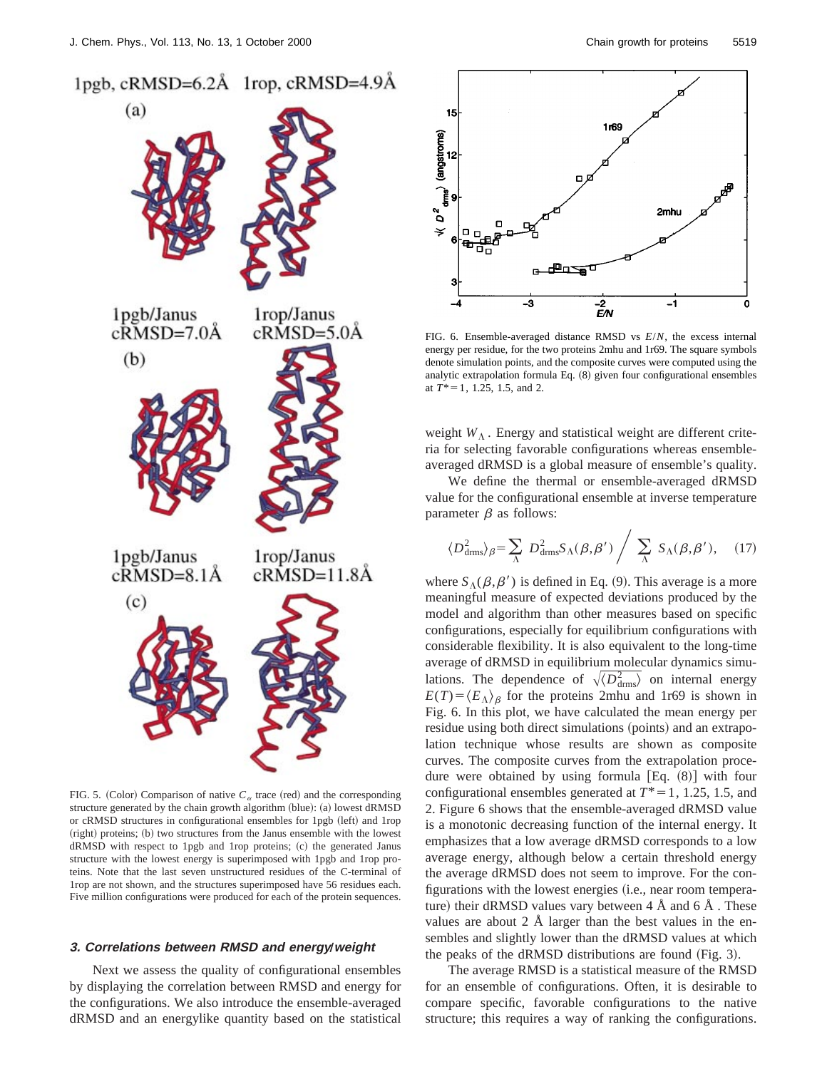FIG. 5. (Color) Comparison of native $C_\alpha$ trace (red) and the corresponding structure generated by the chain growth algorithm (blue): (a) lowest dRMSD or cRMSD structures in configurational ensembles for 1pgb (left) and 1rop (right) proteins; (b) two structures from the Janus ensemble with the lowest dRMSD with respect to 1pgb and 1rop proteins; (c) the generated Janus structure with the lowest energy is superimposed with 1pgb and 1rop proteins. Note that the last seven unstructured residues of the C-terminal of 1rop are not shown, and the structures superimposed have 56 residues each. Five million configurations were produced for each of the protein sequences.

### 3. Correlations between RMSD and energy/weight

Next we assess the quality of configurational ensembles by displaying the correlation between RMSD and energy for the configurations. We also introduce the ensemble-averaged dRMSD and an energylike quantity based on the statistical weight $W_\Lambda$. Energy and statistical weight are different criteria for selecting favorable configurations whereas ensemble-averaged dRMSD is a global measure of ensemble's quality.

We define the thermal or ensemble-averaged dRMSD value for the configurational ensemble at inverse temperature parameter $\beta$ as follows:

$$\langle D^2_{\mathrm{drms}} \rangle_\beta = \sum_\Lambda D^2_{\mathrm{drms}} S_\Lambda(\beta,\beta') \Bigg/ \sum_\Lambda S_\Lambda(\beta,\beta'), \quad (17)$$

where $S_\Lambda(\beta,\beta')$ is defined in Eq. (9). This average is a more meaningful measure of expected deviations produced by the model and algorithm than other measures based on specific configurations, especially for equilibrium configurations with considerable flexibility. It is also equivalent to the long-time average of dRMSD in equilibrium molecular dynamics simulations. The dependence of $\sqrt{\langle D^2_{\mathrm{drms}} \rangle}$ on internal energy $E(T) = \langle E_\Lambda \rangle_\beta$ for the proteins 2mhu and 1r69 is shown in Fig. 6. In this plot, we have calculated the mean energy per residue using both direct simulations (points) and an extrapolation technique whose results are shown as composite curves. The composite curves from the extrapolation procedure were obtained by using formula [Eq. (8)] with four configurational ensembles generated at $T^* = 1$, 1.25, 1.5, and 2. Figure 6 shows that the ensemble-averaged dRMSD value is a monotonic decreasing function of the internal energy. It emphasizes that a low average dRMSD corresponds to a low average energy, although below a certain threshold energy the average dRMSD does not seem to improve. For the configurations with the lowest energies (i.e., near room temperature) their dRMSD values vary between 4 Å and 6 Å. These values are about 2 Å larger than the best values in the ensembles and slightly lower than the dRMSD values at which the peaks of the dRMSD distributions are found (Fig. 3).

FIG. 6. Ensemble-averaged distance RMSD vs $E/N$, the excess internal energy per residue, for the two proteins 2mhu and 1r69. The square symbols denote simulation points, and the composite curves were computed using the analytic extrapolation formula Eq. (8) given four configurational ensembles at $T^* = 1$, 1.25, 1.5, and 2.

The average RMSD is a statistical measure of the RMSD for an ensemble of configurations. Often, it is desirable to compare specific, favorable configurations to the native structure; this requires a way of ranking the configurations.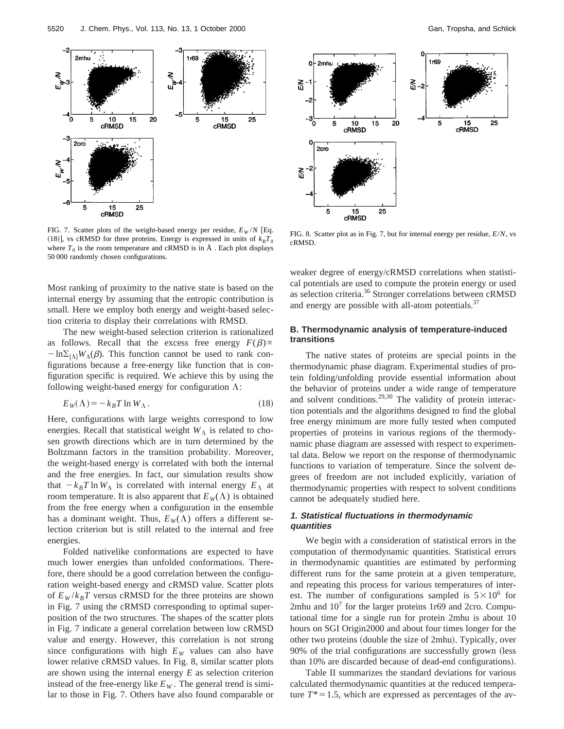FIG. 7. Scatter plots of the weight-based energy per residue, $E_W/N$ [Eq. (18)], vs cRMSD for three proteins. Energy is expressed in units of $k_BT_0$ where $T_0$ is the room temperature and cRMSD is in Å. Each plot displays 50 000 randomly chosen configurations.

FIG. 8. Scatter plot as in Fig. 7, but for internal energy per residue, $E/N$, vs cRMSD.

Most ranking of proximity to the native state is based on the internal energy by assuming that the entropic contribution is small. Here we employ both energy and weight-based selection criteria to display their correlations with RMSD.

The new weight-based selection criterion is rationalized as follows. Recall that the excess free energy $F(\beta)\propto -\ln\Sigma_{\{\Lambda\}}W_\Lambda(\beta)$. This function cannot be used to rank configurations because a free-energy like function that is configuration specific is required. We achieve this by using the following weight-based energy for configuration $\Lambda$:

$$E_W(\Lambda)=-k_BT\ln W_\Lambda. \tag{18}$$

Here, configurations with large weights correspond to low energies. Recall that statistical weight $W_\Lambda$ is related to chosen growth directions which are in turn determined by the Boltzmann factors in the transition probability. Moreover, the weight-based energy is correlated with both the internal and the free energies. In fact, our simulation results show that $-k_BT\ln W_\Lambda$ is correlated with internal energy $E_\Lambda$ at room temperature. It is also apparent that $E_W(\Lambda)$ is obtained from the free energy when a configuration in the ensemble has a dominant weight. Thus, $E_W(\Lambda)$ offers a different selection criterion but is still related to the internal and free energies.

Folded nativelike conformations are expected to have much lower energies than unfolded conformations. Therefore, there should be a good correlation between the configuration weight-based energy and cRMSD value. Scatter plots of $E_W/k_BT$ versus cRMSD for the three proteins are shown in Fig. 7 using the cRMSD corresponding to optimal superposition of the two structures. The shapes of the scatter plots in Fig. 7 indicate a general correlation between low cRMSD value and energy. However, this correlation is not strong since configurations with high $E_W$ values can also have lower relative cRMSD values. In Fig. 8, similar scatter plots are shown using the internal energy $E$ as selection criterion instead of the free-energy like $E_W$. The general trend is similar to those in Fig. 7. Others have also found comparable or weaker degree of energy/cRMSD correlations when statistical potentials are used to compute the protein energy or used as selection criteria.[36] Stronger correlations between cRMSD and energy are possible with all-atom potentials.[37]

### B. Thermodynamic analysis of temperature-induced transitions

The native states of proteins are special points in the thermodynamic phase diagram. Experimental studies of protein folding/unfolding provide essential information about the behavior of proteins under a wide range of temperature and solvent conditions.[29,30] The validity of protein interaction potentials and the algorithms designed to find the global free energy minimum are more fully tested when computed properties of proteins in various regions of the thermodynamic phase diagram are assessed with respect to experimental data. Below we report on the response of thermodynamic functions to variation of temperature. Since the solvent degrees of freedom are not included explicitly, variation of thermodynamic properties with respect to solvent conditions cannot be adequately studied here.

#### *1. Statistical fluctuations in thermodynamic quantities*

We begin with a consideration of statistical errors in the computation of thermodynamic quantities. Statistical errors in thermodynamic quantities are estimated by performing different runs for the same protein at a given temperature, and repeating this process for various temperatures of interest. The number of configurations sampled is $5\times10^6$ for 2mhu and $10^7$ for the larger proteins 1r69 and 2cro. Computational time for a single run for protein 2mhu is about 10 hours on SGI Origin2000 and about four times longer for the other two proteins (double the size of 2mhu). Typically, over 90% of the trial configurations are successfully grown (less than 10% are discarded because of dead-end configurations).

Table II summarizes the standard deviations for various calculated thermodynamic quantities at the reduced temperature $T^*=1.5$, which are expressed as percentages of the av-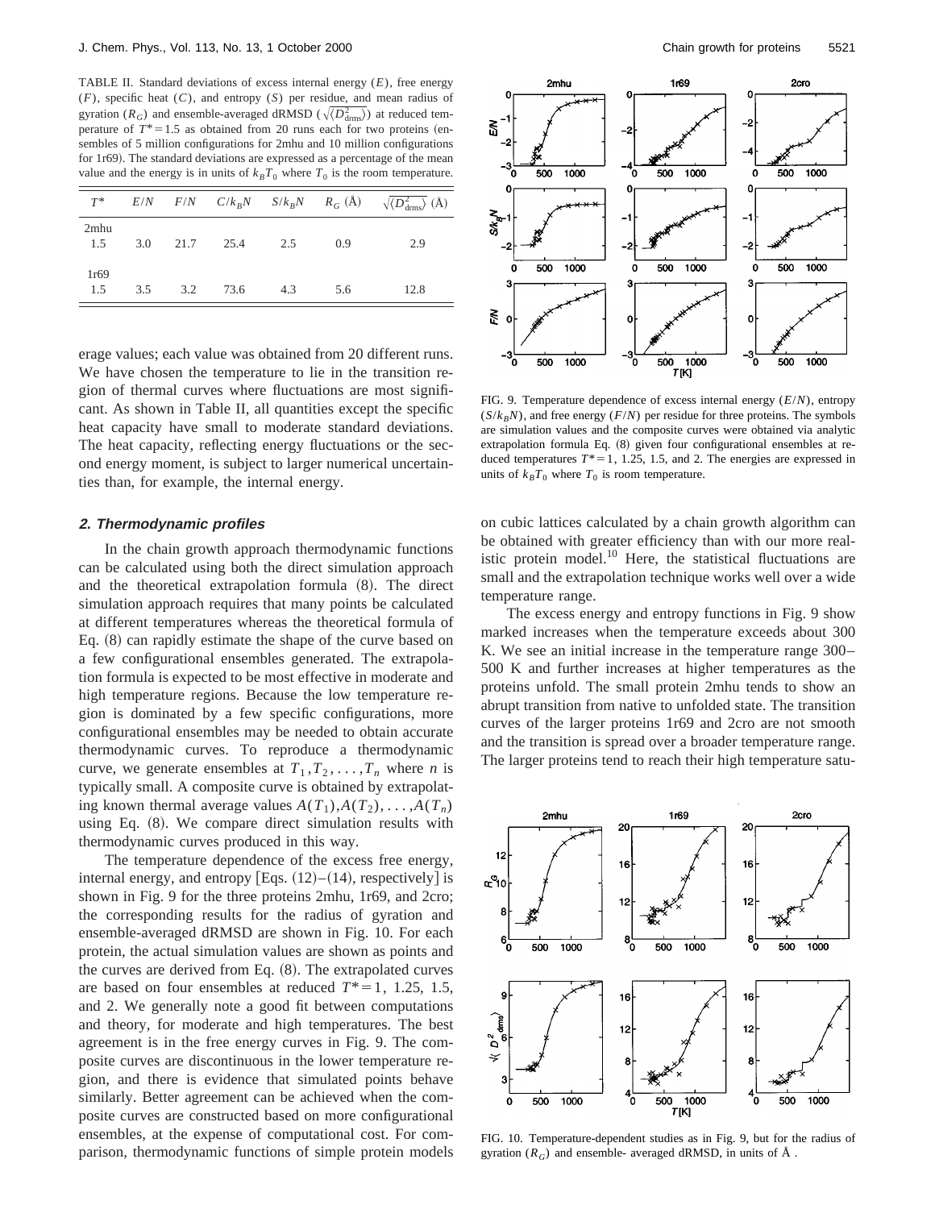TABLE II. Standard deviations of excess internal energy ($E$), free energy ($F$), specific heat ($C$), and entropy ($S$) per residue, and mean radius of gyration ($R_G$) and ensemble-averaged dRMSD ($\sqrt{\langle D^2_{\mathrm{drms}}\rangle}$) at reduced temperature of $T^*=1.5$ as obtained from 20 runs each for two proteins (ensembles of 5 million configurations for 2mhu and 10 million configurations for 1r69). The standard deviations are expressed as a percentage of the mean value and the energy is in units of $k_BT_0$ where $T_0$ is the room temperature.

| $T^*$ | $E/N$ | $F/N$ | $C/k_BN$ | $S/k_BN$ | $R_G$ (Å) | $\sqrt{\langle D^2_{\mathrm{drms}}\rangle}$ (Å) |
|---|---|---|---|---|---|---|
| 2mhu | | | | | | |
| 1.5 | 3.0 | 21.7 | 25.4 | 2.5 | 0.9 | 2.9 |
| 1r69 | | | | | | |
| 1.5 | 3.5 | 3.2 | 73.6 | 4.3 | 5.6 | 12.8 |

erage values; each value was obtained from 20 different runs. We have chosen the temperature to lie in the transition region of thermal curves where fluctuations are most significant. As shown in Table II, all quantities except the specific heat capacity have small to moderate standard deviations. The heat capacity, reflecting energy fluctuations or the second energy moment, is subject to larger numerical uncertainties than, for example, the internal energy.

### 2. Thermodynamic profiles

In the chain growth approach thermodynamic functions can be calculated using both the direct simulation approach and the theoretical extrapolation formula (8). The direct simulation approach requires that many points be calculated at different temperatures whereas the theoretical formula of Eq. (8) can rapidly estimate the shape of the curve based on a few configurational ensembles generated. The extrapolation formula is expected to be most effective in moderate and high temperature regions. Because the low temperature region is dominated by a few specific configurations, more configurational ensembles may be needed to obtain accurate thermodynamic curves. To reproduce a thermodynamic curve, we generate ensembles at $T_1, T_2, \ldots, T_n$ where $n$ is typically small. A composite curve is obtained by extrapolating known thermal average values $A(T_1), A(T_2), \ldots, A(T_n)$ using Eq. (8). We compare direct simulation results with thermodynamic curves produced in this way.

The temperature dependence of the excess free energy, internal energy, and entropy [Eqs. (12)–(14), respectively] is shown in Fig. 9 for the three proteins 2mhu, 1r69, and 2cro; the corresponding results for the radius of gyration and ensemble-averaged dRMSD are shown in Fig. 10. For each protein, the actual simulation values are shown as points and the curves are derived from Eq. (8). The extrapolated curves are based on four ensembles at reduced $T^*=1$, 1.25, 1.5, and 2. We generally note a good fit between computations and theory, for moderate and high temperatures. The best agreement is in the free energy curves in Fig. 9. The composite curves are discontinuous in the lower temperature region, and there is evidence that simulated points behave similarly. Better agreement can be achieved when the composite curves are constructed based on more configurational ensembles, at the expense of computational cost. For comparison, thermodynamic functions of simple protein models on cubic lattices calculated by a chain growth algorithm can be obtained with greater efficiency than with our more realistic protein model.[10] Here, the statistical fluctuations are small and the extrapolation technique works well over a wide temperature range.

FIG. 9. Temperature dependence of excess internal energy ($E/N$), entropy ($S/k_BN$), and free energy ($F/N$) per residue for three proteins. The symbols are simulation values and the composite curves were obtained via analytic extrapolation formula Eq. (8) given four configurational ensembles at reduced temperatures $T^*=1$, 1.25, 1.5, and 2. The energies are expressed in units of $k_BT_0$ where $T_0$ is room temperature.

The excess energy and entropy functions in Fig. 9 show marked increases when the temperature exceeds about 300 K. We see an initial increase in the temperature range 300–500 K and further increases at higher temperatures as the proteins unfold. The small protein 2mhu tends to show an abrupt transition from native to unfolded state. The transition curves of the larger proteins 1r69 and 2cro are not smooth and the transition is spread over a broader temperature range. The larger proteins tend to reach their high temperature satu-

FIG. 10. Temperature-dependent studies as in Fig. 9, but for the radius of gyration ($R_G$) and ensemble- averaged dRMSD, in units of Å .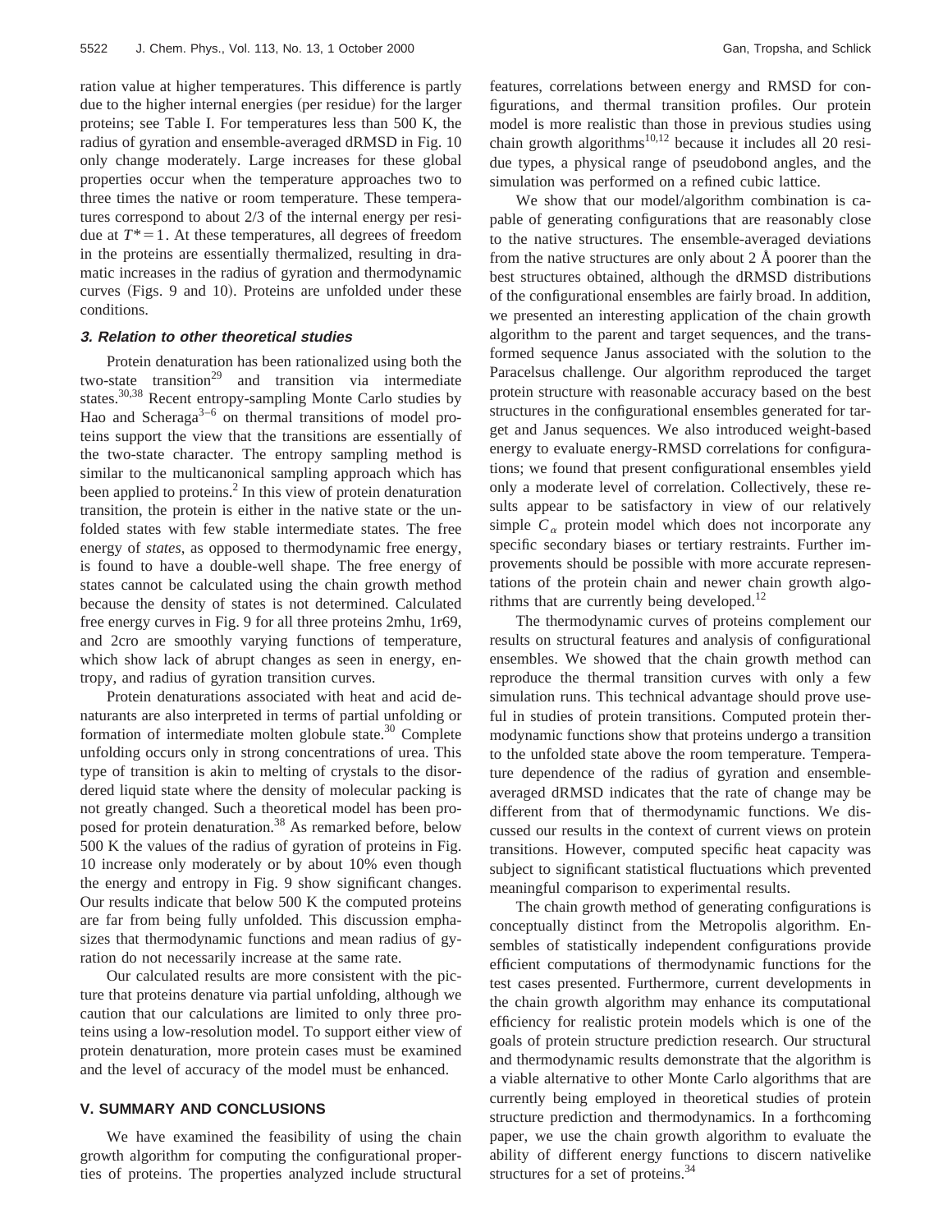ration value at higher temperatures. This difference is partly due to the higher internal energies (per residue) for the larger proteins; see Table I. For temperatures less than 500 K, the radius of gyration and ensemble-averaged dRMSD in Fig. 10 only change moderately. Large increases for these global properties occur when the temperature approaches two to three times the native or room temperature. These temperatures correspond to about 2/3 of the internal energy per residue at $T^*=1$. At these temperatures, all degrees of freedom in the proteins are essentially thermalized, resulting in dramatic increases in the radius of gyration and thermodynamic curves (Figs. 9 and 10). Proteins are unfolded under these conditions.

### 3. Relation to other theoretical studies

Protein denaturation has been rationalized using both the two-state transition[29] and transition via intermediate states.[30,38] Recent entropy-sampling Monte Carlo studies by Hao and Scheraga[3–6] on thermal transitions of model proteins support the view that the transitions are essentially of the two-state character. The entropy sampling method is similar to the multicanonical sampling approach which has been applied to proteins.[2] In this view of protein denaturation transition, the protein is either in the native state or the unfolded states with few stable intermediate states. The free energy of *states*, as opposed to thermodynamic free energy, is found to have a double-well shape. The free energy of states cannot be calculated using the chain growth method because the density of states is not determined. Calculated free energy curves in Fig. 9 for all three proteins 2mhu, 1r69, and 2cro are smoothly varying functions of temperature, which show lack of abrupt changes as seen in energy, entropy, and radius of gyration transition curves.

Protein denaturations associated with heat and acid denaturants are also interpreted in terms of partial unfolding or formation of intermediate molten globule state.[30] Complete unfolding occurs only in strong concentrations of urea. This type of transition is akin to melting of crystals to the disordered liquid state where the density of molecular packing is not greatly changed. Such a theoretical model has been proposed for protein denaturation.[38] As remarked before, below 500 K the values of the radius of gyration of proteins in Fig. 10 increase only moderately or by about 10% even though the energy and entropy in Fig. 9 show significant changes. Our results indicate that below 500 K the computed proteins are far from being fully unfolded. This discussion emphasizes that thermodynamic functions and mean radius of gyration do not necessarily increase at the same rate.

Our calculated results are more consistent with the picture that proteins denature via partial unfolding, although we caution that our calculations are limited to only three proteins using a low-resolution model. To support either view of protein denaturation, more protein cases must be examined and the level of accuracy of the model must be enhanced.

## V. SUMMARY AND CONCLUSIONS

We have examined the feasibility of using the chain growth algorithm for computing the configurational properties of proteins. The properties analyzed include structural features, correlations between energy and RMSD for configurations, and thermal transition profiles. Our protein model is more realistic than those in previous studies using chain growth algorithms[10,12] because it includes all 20 residue types, a physical range of pseudobond angles, and the simulation was performed on a refined cubic lattice.

We show that our model/algorithm combination is capable of generating configurations that are reasonably close to the native structures. The ensemble-averaged deviations from the native structures are only about 2 Å poorer than the best structures obtained, although the dRMSD distributions of the configurational ensembles are fairly broad. In addition, we presented an interesting application of the chain growth algorithm to the parent and target sequences, and the transformed sequence Janus associated with the solution to the Paracelsus challenge. Our algorithm reproduced the target protein structure with reasonable accuracy based on the best structures in the configurational ensembles generated for target and Janus sequences. We also introduced weight-based energy to evaluate energy-RMSD correlations for configurations; we found that present configurational ensembles yield only a moderate level of correlation. Collectively, these results appear to be satisfactory in view of our relatively simple $C_\alpha$ protein model which does not incorporate any specific secondary biases or tertiary restraints. Further improvements should be possible with more accurate representations of the protein chain and newer chain growth algorithms that are currently being developed.[12]

The thermodynamic curves of proteins complement our results on structural features and analysis of configurational ensembles. We showed that the chain growth method can reproduce the thermal transition curves with only a few simulation runs. This technical advantage should prove useful in studies of protein transitions. Computed protein thermodynamic functions show that proteins undergo a transition to the unfolded state above the room temperature. Temperature dependence of the radius of gyration and ensemble-averaged dRMSD indicates that the rate of change may be different from that of thermodynamic functions. We discussed our results in the context of current views on protein transitions. However, computed specific heat capacity was subject to significant statistical fluctuations which prevented meaningful comparison to experimental results.

The chain growth method of generating configurations is conceptually distinct from the Metropolis algorithm. Ensembles of statistically independent configurations provide efficient computations of thermodynamic functions for the test cases presented. Furthermore, current developments in the chain growth algorithm may enhance its computational efficiency for realistic protein models which is one of the goals of protein structure prediction research. Our structural and thermodynamic results demonstrate that the algorithm is a viable alternative to other Monte Carlo algorithms that are currently being employed in theoretical studies of protein structure prediction and thermodynamics. In a forthcoming paper, we use the chain growth algorithm to evaluate the ability of different energy functions to discern nativelike structures for a set of proteins.[34]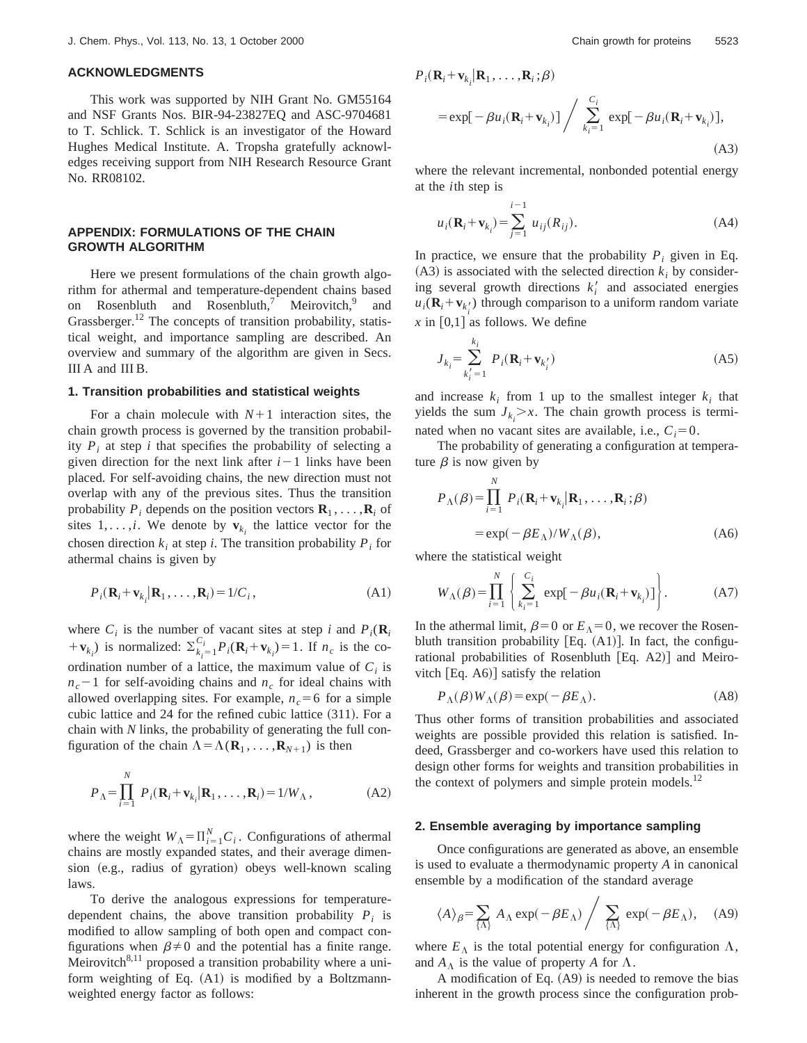## ACKNOWLEDGMENTS

This work was supported by NIH Grant No. GM55164 and NSF Grants Nos. BIR-94-23827EQ and ASC-9704681 to T. Schlick. T. Schlick is an investigator of the Howard Hughes Medical Institute. A. Tropsha gratefully acknowledges receiving support from NIH Research Resource Grant No. RR08102.

## APPENDIX: FORMULATIONS OF THE CHAIN GROWTH ALGORITHM

Here we present formulations of the chain growth algorithm for athermal and temperature-dependent chains based on Rosenbluth and Rosenbluth,[7] Meirovitch,[9] and Grassberger.[12] The concepts of transition probability, statistical weight, and importance sampling are described. An overview and summary of the algorithm are given in Secs. III A and III B.

### 1. Transition probabilities and statistical weights

For a chain molecule with $N+1$ interaction sites, the chain growth process is governed by the transition probability $P_i$ at step $i$ that specifies the probability of selecting a given direction for the next link after $i-1$ links have been placed. For self-avoiding chains, the new direction must not overlap with any of the previous sites. Thus the transition probability $P_i$ depends on the position vectors $\mathbf{R}_1,\ldots,\mathbf{R}_i$ of sites $1,\ldots,i$. We denote by $\mathbf{v}_{k_i}$ the lattice vector for the chosen direction $k_i$ at step $i$. The transition probability $P_i$ for athermal chains is given by

$$P_i(\mathbf{R}_i+\mathbf{v}_{k_i}|\mathbf{R}_1,\ldots,\mathbf{R}_i)=1/C_i, \tag{A1}$$

where $C_i$ is the number of vacant sites at step $i$ and $P_i(\mathbf{R}_i+\mathbf{v}_{k_i})$ is normalized: $\Sigma_{k_i=1}^{C_i}P_i(\mathbf{R}_i+\mathbf{v}_{k_i})=1$. If $n_c$ is the coordination number of a lattice, the maximum value of $C_i$ is $n_c-1$ for self-avoiding chains and $n_c$ for ideal chains with allowed overlapping sites. For example, $n_c=6$ for a simple cubic lattice and 24 for the refined cubic lattice (311). For a chain with $N$ links, the probability of generating the full configuration of the chain $\Lambda=\Lambda(\mathbf{R}_1,\ldots,\mathbf{R}_{N+1})$ is then

$$P_\Lambda=\prod_{i=1}^{N}P_i(\mathbf{R}_i+\mathbf{v}_{k_i}|\mathbf{R}_1,\ldots,\mathbf{R}_i)=1/W_\Lambda, \tag{A2}$$

where the weight $W_\Lambda=\Pi_{i=1}^{N}C_i$. Configurations of athermal chains are mostly expanded states, and their average dimension (e.g., radius of gyration) obeys well-known scaling laws.

To derive the analogous expressions for temperature-dependent chains, the above transition probability $P_i$ is modified to allow sampling of both open and compact configurations when $\beta\neq 0$ and the potential has a finite range. Meirovitch[8,11] proposed a transition probability where a uniform weighting of Eq. (A1) is modified by a Boltzmann-weighted energy factor as follows:

$$P_i(\mathbf{R}_i+\mathbf{v}_{k_i}|\mathbf{R}_1,\ldots,\mathbf{R}_i;\beta)=\exp[-\beta u_i(\mathbf{R}_i+\mathbf{v}_{k_i})]\Big/\sum_{k_i=1}^{C_i}\exp[-\beta u_i(\mathbf{R}_i+\mathbf{v}_{k_i})], \tag{A3}$$

where the relevant incremental, nonbonded potential energy at the $i$th step is

$$u_i(\mathbf{R}_i+\mathbf{v}_{k_i})=\sum_{j=1}^{i-1}u_{ij}(R_{ij}). \tag{A4}$$

In practice, we ensure that the probability $P_i$ given in Eq. (A3) is associated with the selected direction $k_i$ by considering several growth directions $k_i'$ and associated energies $u_i(\mathbf{R}_i+\mathbf{v}_{k_i'})$ through comparison to a uniform random variate $x$ in $[0,1]$ as follows. We define

$$J_{k_i}=\sum_{k_i'=1}^{k_i}P_i(\mathbf{R}_i+\mathbf{v}_{k_i'}) \tag{A5}$$

and increase $k_i$ from 1 up to the smallest integer $k_i$ that yields the sum $J_{k_i}>x$. The chain growth process is terminated when no vacant sites are available, i.e., $C_i=0$.

The probability of generating a configuration at temperature $\beta$ is now given by

$$P_\Lambda(\beta)=\prod_{i=1}^{N}P_i(\mathbf{R}_i+\mathbf{v}_{k_i}|\mathbf{R}_1,\ldots,\mathbf{R}_i;\beta)=\exp(-\beta E_\Lambda)/W_\Lambda(\beta), \tag{A6}$$

where the statistical weight

$$W_\Lambda(\beta)=\prod_{i=1}^{N}\left\{\sum_{k_i=1}^{C_i}\exp[-\beta u_i(\mathbf{R}_i+\mathbf{v}_{k_i})]\right\}. \tag{A7}$$

In the athermal limit, $\beta=0$ or $E_\Lambda=0$, we recover the Rosenbluth transition probability [Eq. (A1)]. In fact, the configurational probabilities of Rosenbluth [Eq. A2)] and Meirovitch [Eq. A6)] satisfy the relation

$$P_\Lambda(\beta)W_\Lambda(\beta)=\exp(-\beta E_\Lambda). \tag{A8}$$

Thus other forms of transition probabilities and associated weights are possible provided this relation is satisfied. Indeed, Grassberger and co-workers have used this relation to design other forms for weights and transition probabilities in the context of polymers and simple protein models.[12]

### 2. Ensemble averaging by importance sampling

Once configurations are generated as above, an ensemble is used to evaluate a thermodynamic property $A$ in canonical ensemble by a modification of the standard average

$$\langle A\rangle_\beta=\sum_{\{\Lambda\}}A_\Lambda\exp(-\beta E_\Lambda)\Big/\sum_{\{\Lambda\}}\exp(-\beta E_\Lambda), \tag{A9}$$

where $E_\Lambda$ is the total potential energy for configuration $\Lambda$, and $A_\Lambda$ is the value of property $A$ for $\Lambda$.

A modification of Eq. (A9) is needed to remove the bias inherent in the growth process since the configuration prob-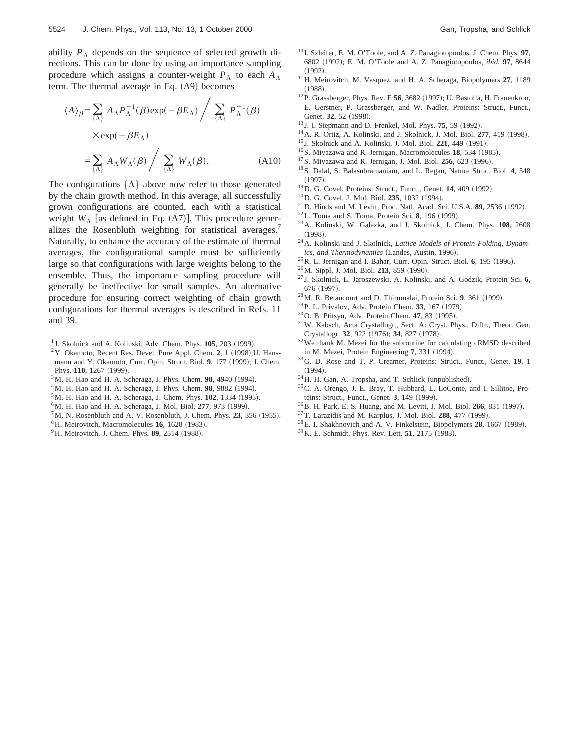ability $P_\Lambda$ depends on the sequence of selected growth directions. This can be done by using an importance sampling procedure which assigns a counter-weight $P_\Lambda$ to each $A_\Lambda$ term. The thermal average in Eq. (A9) becomes

$$\langle A \rangle_\beta = \sum_{\{\Lambda\}} A_\Lambda P_\Lambda^{-1}(\beta) \exp(-\beta E_\Lambda) \Bigg/ \sum_{\{\Lambda\}} P_\Lambda^{-1}(\beta) \times \exp(-\beta E_\Lambda)$$

$$= \sum_{\{\Lambda\}} A_\Lambda W_\Lambda(\beta) \Bigg/ \sum_{\{\Lambda\}} W_\Lambda(\beta). \qquad \text{(A10)}$$

The configurations $\{\Lambda\}$ above now refer to those generated by the chain growth method. In this average, all successfully grown configurations are counted, each with a statistical weight $W_\Lambda$ [as defined in Eq. (A7)]. This procedure generalizes the Rosenbluth weighting for statistical averages.[7] Naturally, to enhance the accuracy of the estimate of thermal averages, the configurational sample must be sufficiently large so that configurations with large weights belong to the ensemble. Thus, the importance sampling procedure will generally be ineffective for small samples. An alternative procedure for ensuring correct weighting of chain growth configurations for thermal averages is described in Refs. 11 and 39.

[1] J. Skolnick and A. Kolinski, Adv. Chem. Phys. **105**, 203 (1999).
[2] Y. Okamoto, Recent Res. Devel. Pure Appl. Chem. **2**, 1 (1998); U. Hansmann and Y. Okamoto, Curr. Opin. Struct. Biol. **9**, 177 (1999); J. Chem. Phys. **110**, 1267 (1999).
[3] M. H. Hao and H. A. Scheraga, J. Phys. Chem. **98**, 4940 (1994).
[4] M. H. Hao and H. A. Scheraga, J. Phys. Chem. **98**, 9882 (1994).
[5] M. H. Hao and H. A. Scheraga, J. Chem. Phys. **102**, 1334 (1995).
[6] M. H. Hao and H. A. Scheraga, J. Mol. Biol. **277**, 973 (1999).
[7] M. N. Rosenbluth and A. V. Rosenbluth, J. Chem. Phys. **23**, 356 (1955).
[8] H. Meirovitch, Macromolecules **16**, 1628 (1983).
[9] H. Meirovitch, J. Chem. Phys. **89**, 2514 (1988).
[10] I. Szleifer, E. M. O'Toole, and A. Z. Panagiotopoulos, J. Chem. Phys. **97**, 6802 (1992); E. M. O'Toole and A. Z. Panagiotopoulos, *ibid.* **97**, 8644 (1992).
[11] H. Meirovitch, M. Vasquez, and H. A. Scheraga, Biopolymers **27**, 1189 (1988).
[12] P. Grassberger, Phys. Rev. E **56**, 3682 (1997); U. Bastolla, H. Frauenkron, E. Gerstner, P. Grassberger, and W. Nadler, Proteins: Struct., Funct., Genet. **32**, 52 (1998).
[13] J. I. Siepmann and D. Frenkel, Mol. Phys. **75**, 59 (1992).
[14] A. R. Ortiz, A. Kolinski, and J. Skolnick, J. Mol. Biol. **277**, 419 (1998).
[15] J. Skolnick and A. Kolinski, J. Mol. Biol. **221**, 449 (1991).
[16] S. Miyazawa and R. Jernigan, Macromolecules **18**, 534 (1985).
[17] S. Miyazawa and R. Jernigan, J. Mol. Biol. **256**, 623 (1996).
[18] S. Dalal, S. Balasubramaniam, and L. Regan, Nature Struc. Biol. **4**, 548 (1997).
[19] D. G. Covel, Proteins: Struct., Funct., Genet. **14**, 409 (1992).
[20] D. G. Covel, J. Mol. Biol. **235**, 1032 (1994).
[21] D. Hinds and M. Levitt, Proc. Natl. Acad. Sci. U.S.A. **89**, 2536 (1992).
[22] L. Toma and S. Toma, Protein Sci. **8**, 196 (1999).
[23] A. Kolinski, W. Galazka, and J. Skolnick, J. Chem. Phys. **108**, 2608 (1998).
[24] A. Kolinski and J. Skolnick, *Lattice Models of Protein Folding, Dynamics, and Thermodynamics* (Landes, Austin, 1996).
[25] R. L. Jernigan and I. Bahar, Curr. Opin. Struct. Biol. **6**, 195 (1996).
[26] M. Sippl, J. Mol. Biol. **213**, 859 (1990).
[27] J. Skolnick, L. Jaroszewski, A. Kolinski, and A. Godzik, Protein Sci. **6**, 676 (1997).
[28] M. R. Betancourt and D. Thirumalai, Protein Sci. **9**, 361 (1999).
[29] P. L. Privalov, Adv. Protein Chem. **33**, 167 (1979).
[30] O. B. Ptitsyn, Adv. Protein Chem. **47**, 83 (1995).
[31] W. Kabsch, Acta Crystallogr., Sect. A: Cryst. Phys., Diffr., Theor. Gen. Crystallogr. **32**, 922 (1976); **34**, 827 (1978).
[32] We thank M. Mezei for the subroutine for calculating cRMSD described in M. Mezei, Protein Engineering **7**, 331 (1994).
[33] G. D. Rose and T. P. Creamer, Proteins: Struct., Funct., Genet. **19**, 1 (1994).
[34] H. H. Gan, A. Tropsha, and T. Schlick (unpublished).
[35] C. A. Orengo, J. E. Bray, T. Hubbard, L. LoConte, and I. Sillitoe, Proteins: Struct., Funct., Genet. **3**, 149 (1999).
[36] B. H. Park, E. S. Huang, and M. Levitt, J. Mol. Biol. **266**, 831 (1997).
[37] T. Lazaridis and M. Karplus, J. Mol. Biol. **288**, 477 (1999).
[38] E. I. Shakhnovich and A. V. Finkelstein, Biopolymers **28**, 1667 (1989).
[39] K. E. Schmidt, Phys. Rev. Lett. **51**, 2175 (1983).